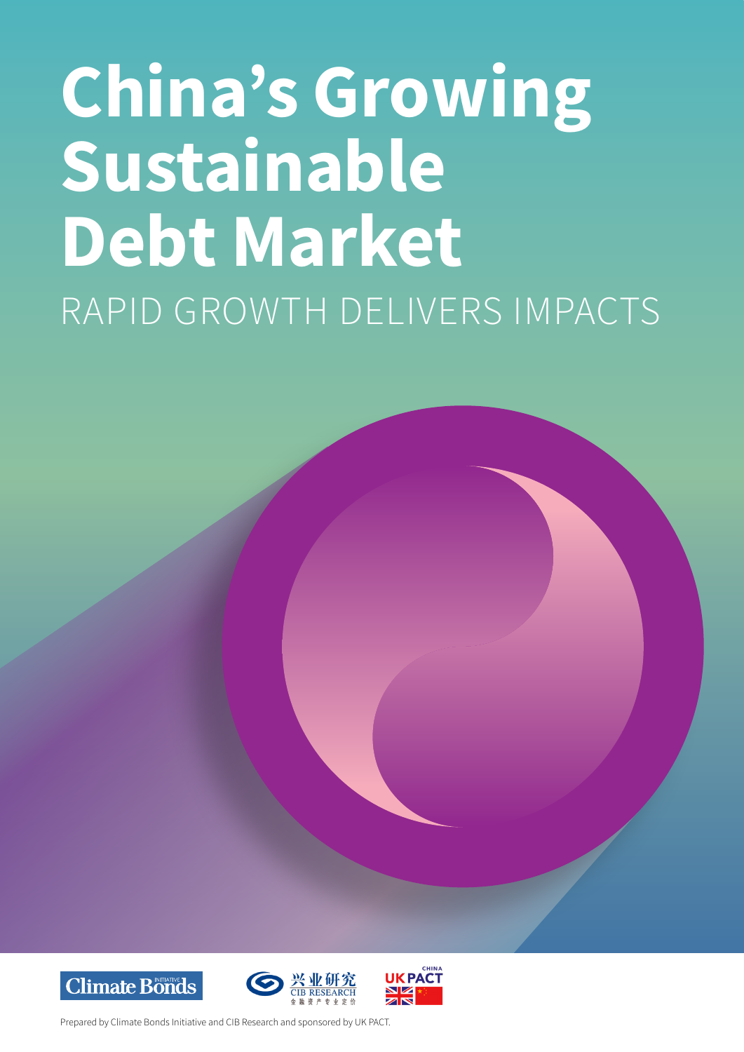# China's Growing Sustainable Debt Market

## RAPID GROWTH DELIVERS IMPACTS

Climate Bonds Initiative

兴业研究 CIB RESEARCH 金融资产专业定价

CHINA UK PACT

Prepared by Climate Bonds Initiative and CIB Research and sponsored by UK PACT.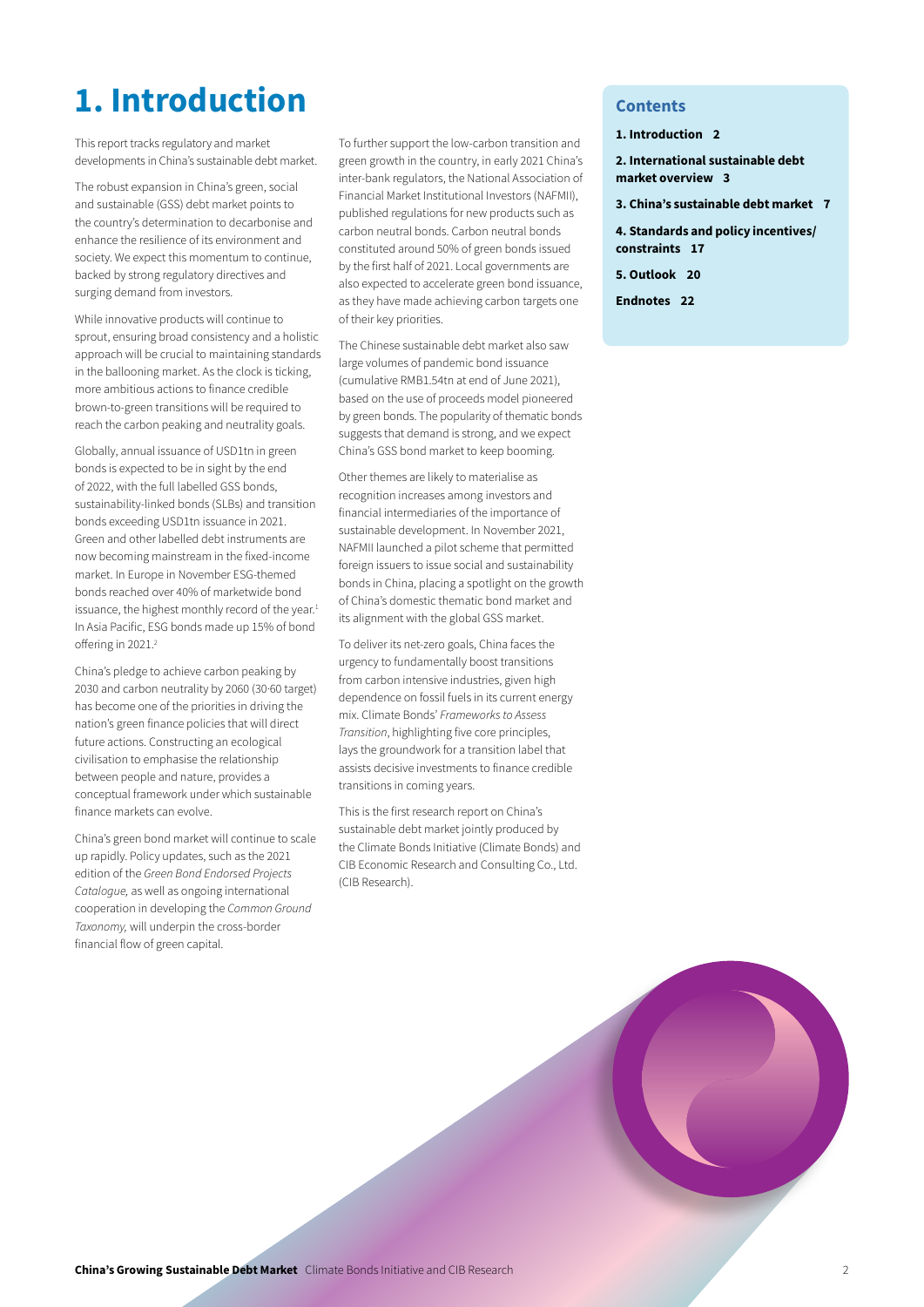# 1. Introduction

This report tracks regulatory and market developments in China's sustainable debt market.

The robust expansion in China's green, social and sustainable (GSS) debt market points to the country's determination to decarbonise and enhance the resilience of its environment and society. We expect this momentum to continue, backed by strong regulatory directives and surging demand from investors.

While innovative products will continue to sprout, ensuring broad consistency and a holistic approach will be crucial to maintaining standards in the ballooning market. As the clock is ticking, more ambitious actions to finance credible brown-to-green transitions will be required to reach the carbon peaking and neutrality goals.

Globally, annual issuance of USD1tn in green bonds is expected to be in sight by the end of 2022, with the full labelled GSS bonds, sustainability-linked bonds (SLBs) and transition bonds exceeding USD1tn issuance in 2021. Green and other labelled debt instruments are now becoming mainstream in the fixed-income market. In Europe in November ESG-themed bonds reached over 40% of marketwide bond issuance, the highest monthly record of the year.[1] In Asia Pacific, ESG bonds made up 15% of bond offering in 2021.[2]

China's pledge to achieve carbon peaking by 2030 and carbon neutrality by 2060 (30·60 target) has become one of the priorities in driving the nation's green finance policies that will direct future actions. Constructing an ecological civilisation to emphasise the relationship between people and nature, provides a conceptual framework under which sustainable finance markets can evolve.

China's green bond market will continue to scale up rapidly. Policy updates, such as the 2021 edition of the *Green Bond Endorsed Projects Catalogue,* as well as ongoing international cooperation in developing the *Common Ground Taxonomy,* will underpin the cross-border financial flow of green capital.

To further support the low-carbon transition and green growth in the country, in early 2021 China's inter-bank regulators, the National Association of Financial Market Institutional Investors (NAFMII), published regulations for new products such as carbon neutral bonds. Carbon neutral bonds constituted around 50% of green bonds issued by the first half of 2021. Local governments are also expected to accelerate green bond issuance, as they have made achieving carbon targets one of their key priorities.

The Chinese sustainable debt market also saw large volumes of pandemic bond issuance (cumulative RMB1.54tn at end of June 2021), based on the use of proceeds model pioneered by green bonds. The popularity of thematic bonds suggests that demand is strong, and we expect China's GSS bond market to keep booming.

Other themes are likely to materialise as recognition increases among investors and financial intermediaries of the importance of sustainable development. In November 2021, NAFMII launched a pilot scheme that permitted foreign issuers to issue social and sustainability bonds in China, placing a spotlight on the growth of China's domestic thematic bond market and its alignment with the global GSS market.

To deliver its net-zero goals, China faces the urgency to fundamentally boost transitions from carbon intensive industries, given high dependence on fossil fuels in its current energy mix. Climate Bonds' *Frameworks to Assess Transition*, highlighting five core principles, lays the groundwork for a transition label that assists decisive investments to finance credible transitions in coming years.

This is the first research report on China's sustainable debt market jointly produced by the Climate Bonds Initiative (Climate Bonds) and CIB Economic Research and Consulting Co., Ltd. (CIB Research).

## Contents

- **1. Introduction 2**
- **2. International sustainable debt market overview 3**
- **3. China's sustainable debt market 7**
- **4. Standards and policy incentives/constraints 17**
- **5. Outlook 20**
- **Endnotes 22**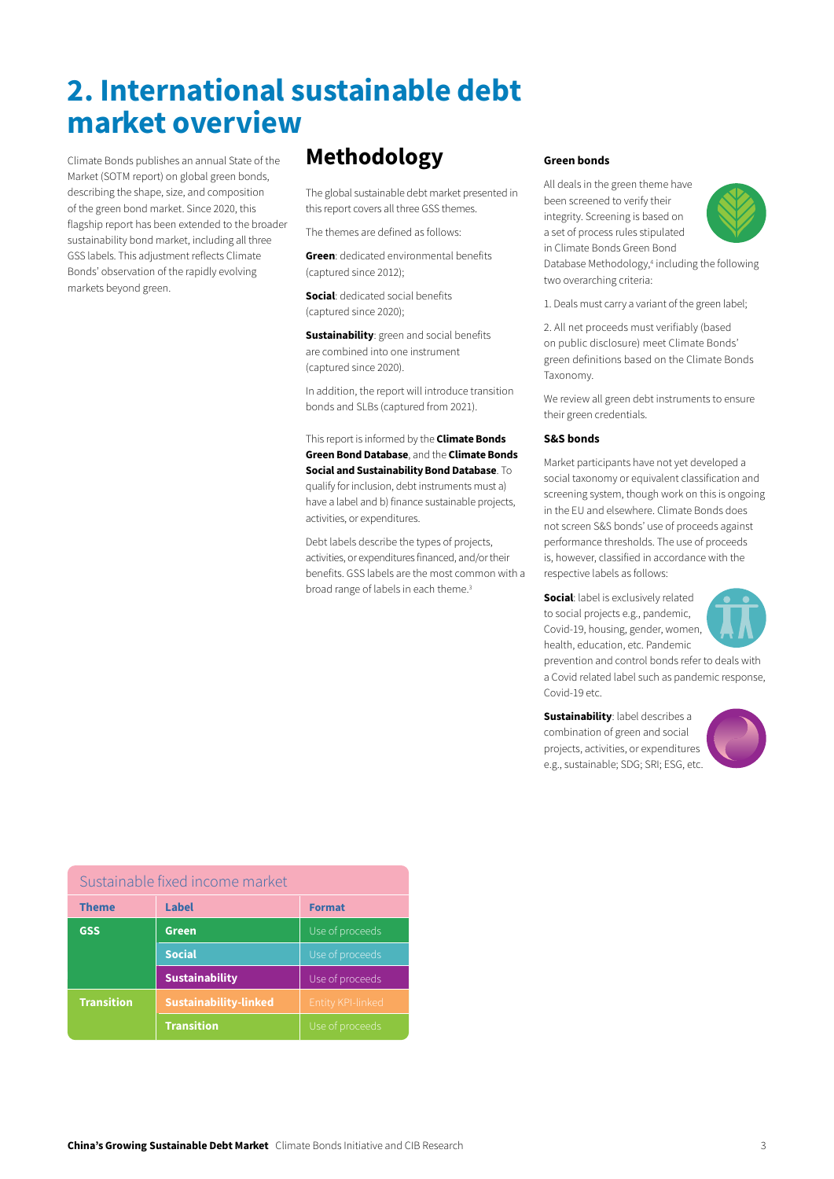# 2. International sustainable debt market overview

Climate Bonds publishes an annual State of the Market (SOTM report) on global green bonds, describing the shape, size, and composition of the green bond market. Since 2020, this flagship report has been extended to the broader sustainability bond market, including all three GSS labels. This adjustment reflects Climate Bonds' observation of the rapidly evolving markets beyond green.

## Methodology

The global sustainable debt market presented in this report covers all three GSS themes.

The themes are defined as follows:

**Green**: dedicated environmental benefits (captured since 2012);

**Social**: dedicated social benefits (captured since 2020);

**Sustainability**: green and social benefits are combined into one instrument (captured since 2020).

In addition, the report will introduce transition bonds and SLBs (captured from 2021).

This report is informed by the **Climate Bonds Green Bond Database**, and the **Climate Bonds Social and Sustainability Bond Database**. To qualify for inclusion, debt instruments must a) have a label and b) finance sustainable projects, activities, or expenditures.

Debt labels describe the types of projects, activities, or expenditures financed, and/or their benefits. GSS labels are the most common with a broad range of labels in each theme.[3]

### Green bonds

All deals in the green theme have been screened to verify their integrity. Screening is based on a set of process rules stipulated in Climate Bonds Green Bond Database Methodology,[4] including the following two overarching criteria:

1. Deals must carry a variant of the green label;

2. All net proceeds must verifiably (based on public disclosure) meet Climate Bonds' green definitions based on the Climate Bonds Taxonomy.

We review all green debt instruments to ensure their green credentials.

### S&S bonds

Market participants have not yet developed a social taxonomy or equivalent classification and screening system, though work on this is ongoing in the EU and elsewhere. Climate Bonds does not screen S&S bonds' use of proceeds against performance thresholds. The use of proceeds is, however, classified in accordance with the respective labels as follows:

**Social**: label is exclusively related to social projects e.g., pandemic, Covid-19, housing, gender, women, health, education, etc. Pandemic prevention and control bonds refer to deals with a Covid related label such as pandemic response, Covid-19 etc.

**Sustainability**: label describes a combination of green and social projects, activities, or expenditures e.g., sustainable; SDG; SRI; ESG, etc.

| Sustainable fixed income market | | |
|---|---|---|
| **Theme** | **Label** | **Format** |
| **GSS** | **Green** | Use of proceeds |
| | **Social** | Use of proceeds |
| | **Sustainability** | Use of proceeds |
| **Transition** | **Sustainability-linked** | Entity KPI-linked |
| | **Transition** | Use of proceeds |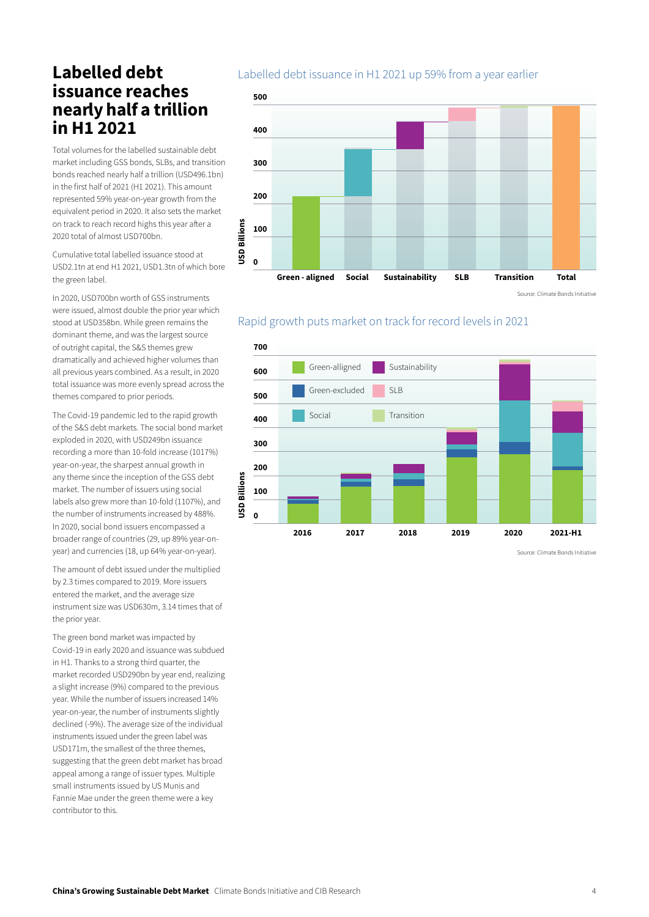# Labelled debt issuance reaches nearly half a trillion in H1 2021

Total volumes for the labelled sustainable debt market including GSS bonds, SLBs, and transition bonds reached nearly half a trillion (USD496.1bn) in the first half of 2021 (H1 2021). This amount represented 59% year-on-year growth from the equivalent period in 2020. It also sets the market on track to reach record highs this year after a 2020 total of almost USD700bn.

Cumulative total labelled issuance stood at USD2.1tn at end H1 2021, USD1.3tn of which bore the green label.

In 2020, USD700bn worth of GSS instruments were issued, almost double the prior year which stood at USD358bn. While green remains the dominant theme, and was the largest source of outright capital, the S&S themes grew dramatically and achieved higher volumes than all previous years combined. As a result, in 2020 total issuance was more evenly spread across the themes compared to prior periods.

The Covid-19 pandemic led to the rapid growth of the S&S debt markets. The social bond market exploded in 2020, with USD249bn issuance recording a more than 10-fold increase (1017%) year-on-year, the sharpest annual growth in any theme since the inception of the GSS debt market. The number of issuers using social labels also grew more than 10-fold (1107%), and the number of instruments increased by 488%. In 2020, social bond issuers encompassed a broader range of countries (29, up 89% year-on-year) and currencies (18, up 64% year-on-year).

The amount of debt issued under the multiplied by 2.3 times compared to 2019. More issuers entered the market, and the average size instrument size was USD630m, 3.14 times that of the prior year.

The green bond market was impacted by Covid-19 in early 2020 and issuance was subdued in H1. Thanks to a strong third quarter, the market recorded USD290bn by year end, realizing a slight increase (9%) compared to the previous year. While the number of issuers increased 14% year-on-year, the number of instruments slightly declined (-9%). The average size of the individual instruments issued under the green label was USD171m, the smallest of the three themes, suggesting that the green debt market has broad appeal among a range of issuer types. Multiple small instruments issued by US Munis and Fannie Mae under the green theme were a key contributor to this.

## Labelled debt issuance in H1 2021 up 59% from a year earlier

Waterfall chart (USD Billions, scale 0–500): Green - aligned, Social, Sustainability, SLB, Transition, Total.

Source: Climate Bonds Initiative

## Rapid growth puts market on track for record levels in 2021

Stacked bar chart (USD Billions, scale 0–700) for 2016, 2017, 2018, 2019, 2020, 2021-H1. Legend: Green-alligned, Sustainability, Green-excluded, SLB, Social, Transition.

Source: Climate Bonds Initiative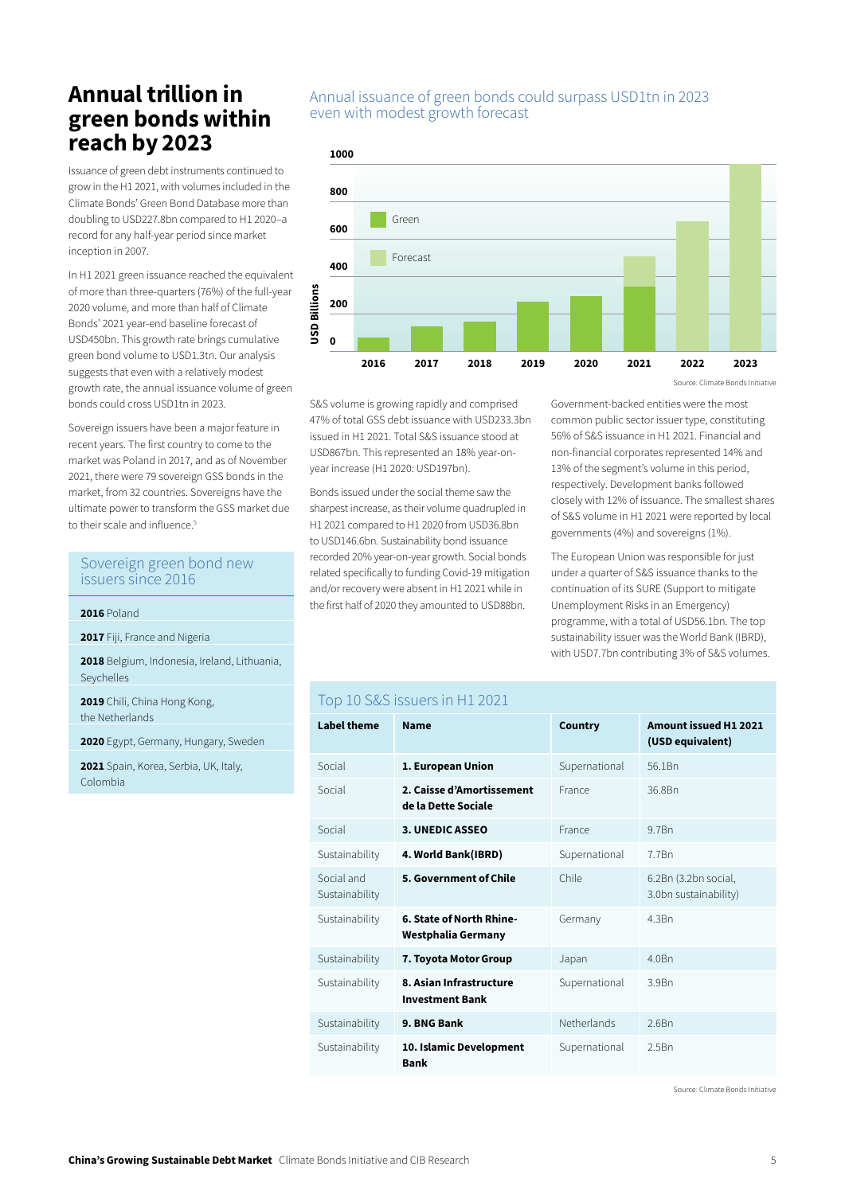# Annual trillion in green bonds within reach by 2023

Issuance of green debt instruments continued to grow in the H1 2021, with volumes included in the Climate Bonds' Green Bond Database more than doubling to USD227.8bn compared to H1 2020–a record for any half-year period since market inception in 2007.

In H1 2021 green issuance reached the equivalent of more than three-quarters (76%) of the full-year 2020 volume, and more than half of Climate Bonds' 2021 year-end baseline forecast of USD450bn. This growth rate brings cumulative green bond volume to USD1.3tn. Our analysis suggests that even with a relatively modest growth rate, the annual issuance volume of green bonds could cross USD1tn in 2023.

Sovereign issuers have been a major feature in recent years. The first country to come to the market was Poland in 2017, and as of November 2021, there were 79 sovereign GSS bonds in the market, from 32 countries. Sovereigns have the ultimate power to transform the GSS market due to their scale and influence.[5]

## Sovereign green bond new issuers since 2016

**2016** Poland

**2017** Fiji, France and Nigeria

**2018** Belgium, Indonesia, Ireland, Lithuania, Seychelles

**2019** Chili, China Hong Kong, the Netherlands

**2020** Egypt, Germany, Hungary, Sweden

**2021** Spain, Korea, Serbia, UK, Italy, Colombia

## Annual issuance of green bonds could surpass USD1tn in 2023 even with modest growth forecast

Source: Climate Bonds Initiative

S&S volume is growing rapidly and comprised 47% of total GSS debt issuance with USD233.3bn issued in H1 2021. Total S&S issuance stood at USD867bn. This represented an 18% year-on-year increase (H1 2020: USD197bn).

Bonds issued under the social theme saw the sharpest increase, as their volume quadrupled in H1 2021 compared to H1 2020 from USD36.8bn to USD146.6bn. Sustainability bond issuance recorded 20% year-on-year growth. Social bonds related specifically to funding Covid-19 mitigation and/or recovery were absent in H1 2021 while in the first half of 2020 they amounted to USD88bn.

Government-backed entities were the most common public sector issuer type, constituting 56% of S&S issuance in H1 2021. Financial and non-financial corporates represented 14% and 13% of the segment's volume in this period, respectively. Development banks followed closely with 12% of issuance. The smallest shares of S&S volume in H1 2021 were reported by local governments (4%) and sovereigns (1%).

The European Union was responsible for just under a quarter of S&S issuance thanks to the continuation of its SURE (Support to mitigate Unemployment Risks in an Emergency) programme, with a total of USD56.1bn. The top sustainability issuer was the World Bank (IBRD), with USD7.7bn contributing 3% of S&S volumes.

## Top 10 S&S issuers in H1 2021

| Label theme | Name | Country | Amount issued H1 2021 (USD equivalent) |
|---|---|---|---|
| Social | **1. European Union** | Supernational | 56.1Bn |
| Social | **2. Caisse d'Amortissement de la Dette Sociale** | France | 36.8Bn |
| Social | **3. UNEDIC ASSEO** | France | 9.7Bn |
| Sustainability | **4. World Bank(IBRD)** | Supernational | 7.7Bn |
| Social and Sustainability | **5. Government of Chile** | Chile | 6.2Bn (3.2bn social, 3.0bn sustainability) |
| Sustainability | **6. State of North Rhine-Westphalia Germany** | Germany | 4.3Bn |
| Sustainability | **7. Toyota Motor Group** | Japan | 4.0Bn |
| Sustainability | **8. Asian Infrastructure Investment Bank** | Supernational | 3.9Bn |
| Sustainability | **9. BNG Bank** | Netherlands | 2.6Bn |
| Sustainability | **10. Islamic Development Bank** | Supernational | 2.5Bn |

Source: Climate Bonds Initiative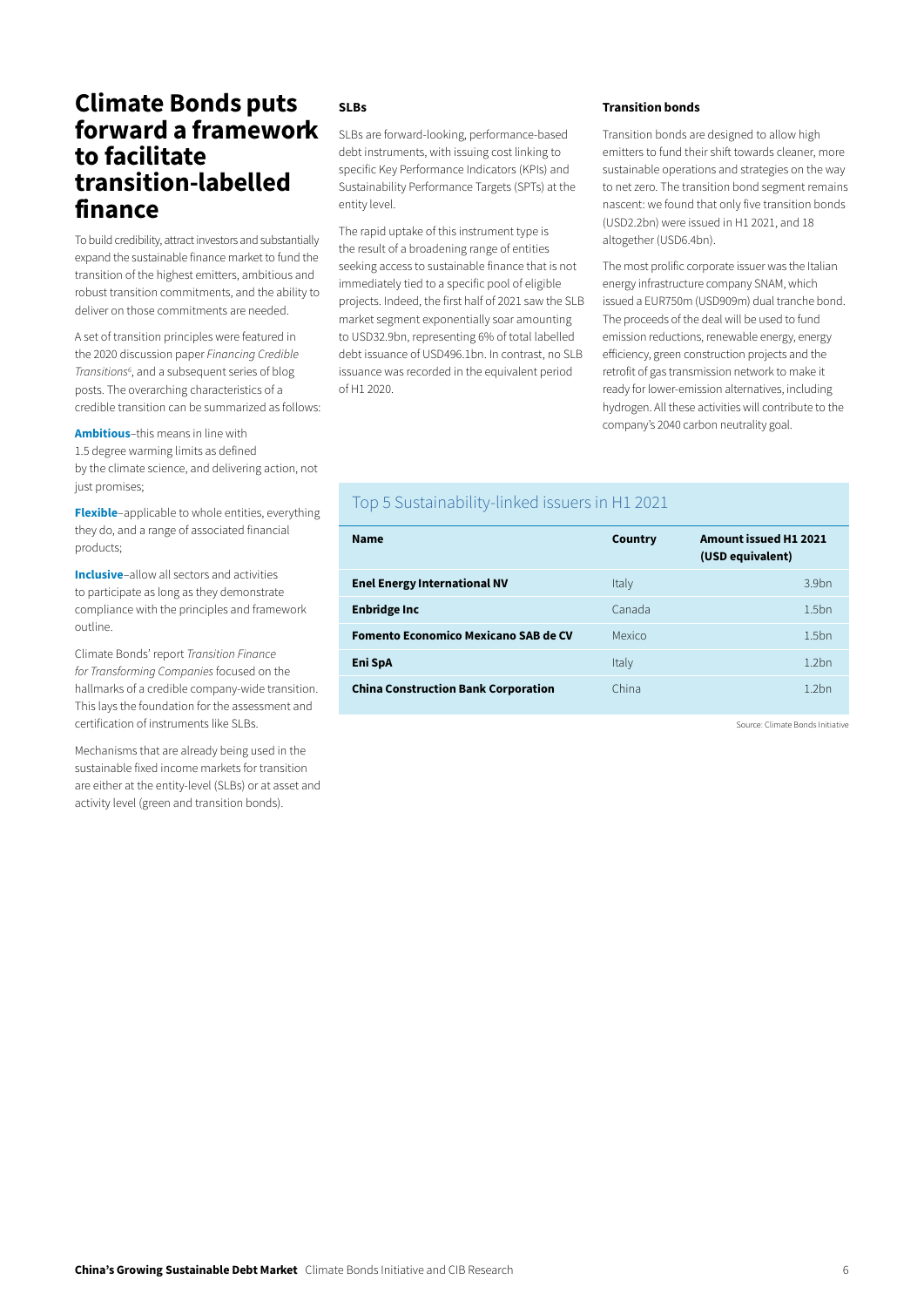# Climate Bonds puts forward a framework to facilitate transition-labelled finance

To build credibility, attract investors and substantially expand the sustainable finance market to fund the transition of the highest emitters, ambitious and robust transition commitments, and the ability to deliver on those commitments are needed.

A set of transition principles were featured in the 2020 discussion paper *Financing Credible Transitions*[6], and a subsequent series of blog posts. The overarching characteristics of a credible transition can be summarized as follows:

**Ambitious**–this means in line with 1.5 degree warming limits as defined by the climate science, and delivering action, not just promises;

**Flexible**–applicable to whole entities, everything they do, and a range of associated financial products;

**Inclusive**–allow all sectors and activities to participate as long as they demonstrate compliance with the principles and framework outline.

Climate Bonds' report *Transition Finance for Transforming Companies* focused on the hallmarks of a credible company-wide transition. This lays the foundation for the assessment and certification of instruments like SLBs.

Mechanisms that are already being used in the sustainable fixed income markets for transition are either at the entity-level (SLBs) or at asset and activity level (green and transition bonds).

### SLBs

SLBs are forward-looking, performance-based debt instruments, with issuing cost linking to specific Key Performance Indicators (KPIs) and Sustainability Performance Targets (SPTs) at the entity level.

The rapid uptake of this instrument type is the result of a broadening range of entities seeking access to sustainable finance that is not immediately tied to a specific pool of eligible projects. Indeed, the first half of 2021 saw the SLB market segment exponentially soar amounting to USD32.9bn, representing 6% of total labelled debt issuance of USD496.1bn. In contrast, no SLB issuance was recorded in the equivalent period of H1 2020.

### Transition bonds

Transition bonds are designed to allow high emitters to fund their shift towards cleaner, more sustainable operations and strategies on the way to net zero. The transition bond segment remains nascent: we found that only five transition bonds (USD2.2bn) were issued in H1 2021, and 18 altogether (USD6.4bn).

The most prolific corporate issuer was the Italian energy infrastructure company SNAM, which issued a EUR750m (USD909m) dual tranche bond. The proceeds of the deal will be used to fund emission reductions, renewable energy, energy efficiency, green construction projects and the retrofit of gas transmission network to make it ready for lower-emission alternatives, including hydrogen. All these activities will contribute to the company's 2040 carbon neutrality goal.

## Top 5 Sustainability-linked issuers in H1 2021

| Name | Country | Amount issued H1 2021 (USD equivalent) |
|---|---|---|
| **Enel Energy International NV** | Italy | 3.9bn |
| **Enbridge Inc** | Canada | 1.5bn |
| **Fomento Economico Mexicano SAB de CV** | Mexico | 1.5bn |
| **Eni SpA** | Italy | 1.2bn |
| **China Construction Bank Corporation** | China | 1.2bn |

Source: Climate Bonds Initiative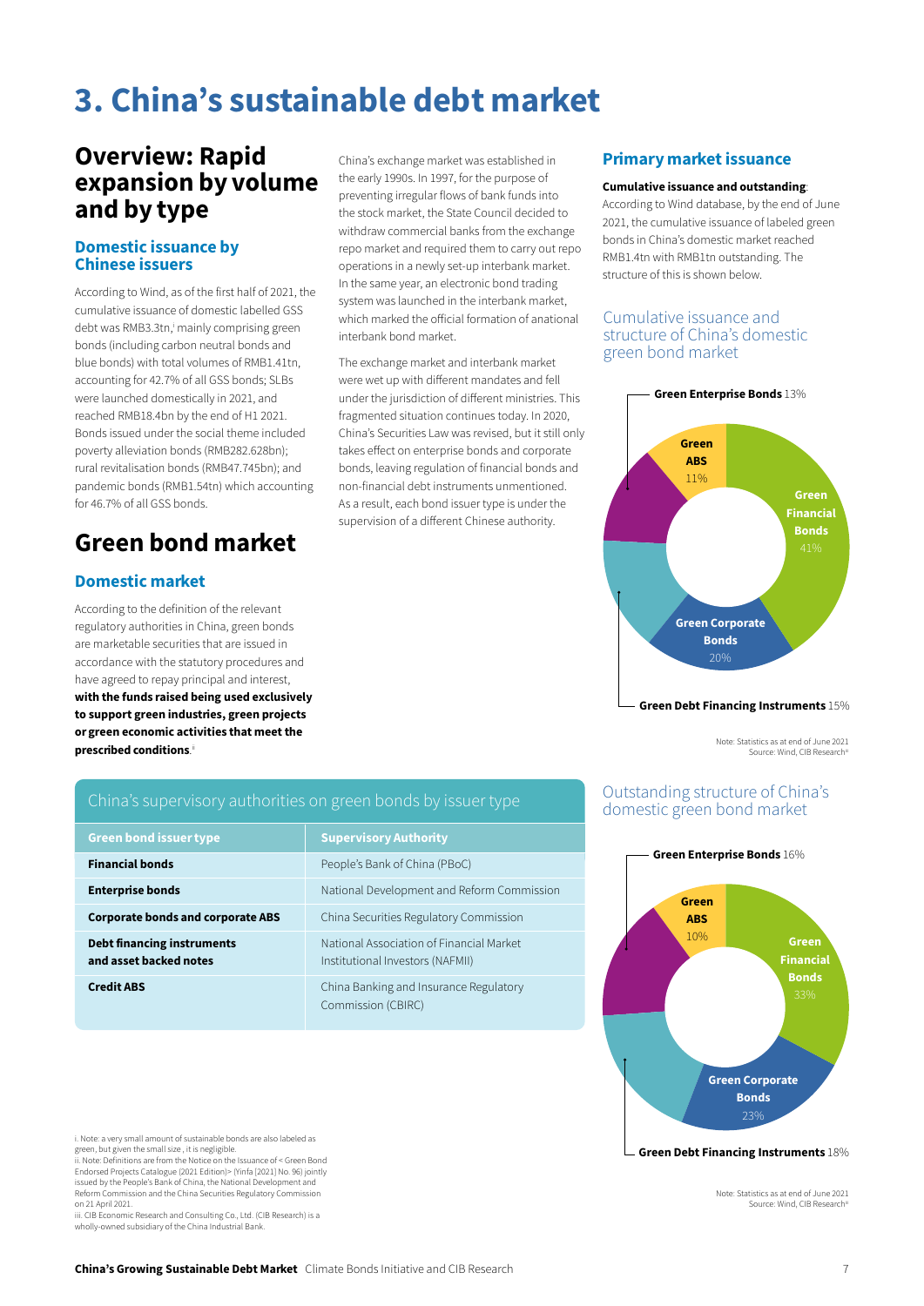# 3. China's sustainable debt market

## Overview: Rapid expansion by volume and by type

### Domestic issuance by Chinese issuers

According to Wind, as of the first half of 2021, the cumulative issuance of domestic labelled GSS debt was RMB3.3tn,[i] mainly comprising green bonds (including carbon neutral bonds and blue bonds) with total volumes of RMB1.41tn, accounting for 42.7% of all GSS bonds; SLBs were launched domestically in 2021, and reached RMB18.4bn by the end of H1 2021. Bonds issued under the social theme included poverty alleviation bonds (RMB282.628bn); rural revitalisation bonds (RMB47.745bn); and pandemic bonds (RMB1.54tn) which accounting for 46.7% of all GSS bonds.

## Green bond market

### Domestic market

According to the definition of the relevant regulatory authorities in China, green bonds are marketable securities that are issued in accordance with the statutory procedures and have agreed to repay principal and interest, **with the funds raised being used exclusively to support green industries, green projects or green economic activities that meet the prescribed conditions**.[ii]

China's exchange market was established in the early 1990s. In 1997, for the purpose of preventing irregular flows of bank funds into the stock market, the State Council decided to withdraw commercial banks from the exchange repo market and required them to carry out repo operations in a newly set-up interbank market. In the same year, an electronic bond trading system was launched in the interbank market, which marked the official formation of anational interbank bond market.

The exchange market and interbank market were wet up with different mandates and fell under the jurisdiction of different ministries. This fragmented situation continues today. In 2020, China's Securities Law was revised, but it still only takes effect on enterprise bonds and corporate bonds, leaving regulation of financial bonds and non-financial debt instruments unmentioned. As a result, each bond issuer type is under the supervision of a different Chinese authority.

### China's supervisory authorities on green bonds by issuer type

| Green bond issuer type | Supervisory Authority |
|---|---|
| **Financial bonds** | People's Bank of China (PBoC) |
| **Enterprise bonds** | National Development and Reform Commission |
| **Corporate bonds and corporate ABS** | China Securities Regulatory Commission |
| **Debt financing instruments and asset backed notes** | National Association of Financial Market Institutional Investors (NAFMII) |
| **Credit ABS** | China Banking and Insurance Regulatory Commission (CBIRC) |

### Primary market issuance

**Cumulative issuance and outstanding**: According to Wind database, by the end of June 2021, the cumulative issuance of labeled green bonds in China's domestic market reached RMB1.4tn with RMB1tn outstanding. The structure of this is shown below.

#### Cumulative issuance and structure of China's domestic green bond market

- Green Financial Bonds 41%
- Green Corporate Bonds 20%
- Green Debt Financing Instruments 15%
- Green Enterprise Bonds 13%
- Green ABS 11%

Note: Statistics as at end of June 2021
Source: Wind, CIB Research[iii]

#### Outstanding structure of China's domestic green bond market

- Green Financial Bonds 33%
- Green Corporate Bonds 23%
- Green Debt Financing Instruments 18%
- Green Enterprise Bonds 16%
- Green ABS 10%

Note: Statistics as at end of June 2021
Source: Wind, CIB Research[iii]

---

i. Note: a very small amount of sustainable bonds are also labeled as green, but given the small size , it is negligible.
ii. Note: Definitions are from the Notice on the Issuance of < Green Bond Endorsed Projects Catalogue (2021 Edition)> (Yinfa [2021] No. 96) jointly issued by the People's Bank of China, the National Development and Reform Commission and the China Securities Regulatory Commission on 21 April 2021.
iii. CIB Economic Research and Consulting Co., Ltd. (CIB Research) is a wholly-owned subsidiary of the China Industrial Bank.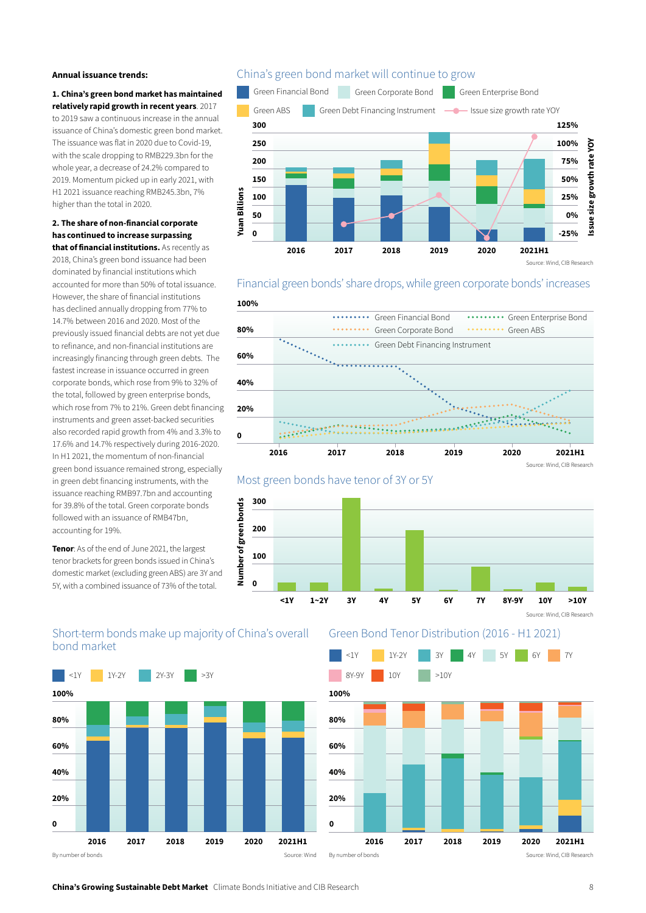**Annual issuance trends:**

**1. China's green bond market has maintained relatively rapid growth in recent years**. 2017 to 2019 saw a continuous increase in the annual issuance of China's domestic green bond market. The issuance was flat in 2020 due to Covid-19, with the scale dropping to RMB229.3bn for the whole year, a decrease of 24.2% compared to 2019. Momentum picked up in early 2021, with H1 2021 issuance reaching RMB245.3bn, 7% higher than the total in 2020.

**2. The share of non-financial corporate has continued to increase surpassing that of financial institutions.** As recently as 2018, China's green bond issuance had been dominated by financial institutions which accounted for more than 50% of total issuance. However, the share of financial institutions has declined annually dropping from 77% to 14.7% between 2016 and 2020. Most of the previously issued financial debts are not yet due to refinance, and non-financial institutions are increasingly financing through green debts. The fastest increase in issuance occurred in green corporate bonds, which rose from 9% to 32% of the total, followed by green enterprise bonds, which rose from 7% to 21%. Green debt financing instruments and green asset-backed securities also recorded rapid growth from 4% and 3.3% to 17.6% and 14.7% respectively during 2016-2020. In H1 2021, the momentum of non-financial green bond issuance remained strong, especially in green debt financing instruments, with the issuance reaching RMB97.7bn and accounting for 39.8% of the total. Green corporate bonds followed with an issuance of RMB47bn, accounting for 19%.

**Tenor**: As of the end of June 2021, the largest tenor brackets for green bonds issued in China's domestic market (excluding green ABS) are 3Y and 5Y, with a combined issuance of 73% of the total.

## China's green bond market will continue to grow

Source: Wind, CIB Research

## Financial green bonds' share drops, while green corporate bonds' increases

Source: Wind, CIB Research

## Most green bonds have tenor of 3Y or 5Y

Source: Wind, CIB Research

## Short-term bonds make up majority of China's overall bond market

By number of bonds

Source: Wind

## Green Bond Tenor Distribution (2016 - H1 2021)

By number of bonds

Source: Wind, CIB Research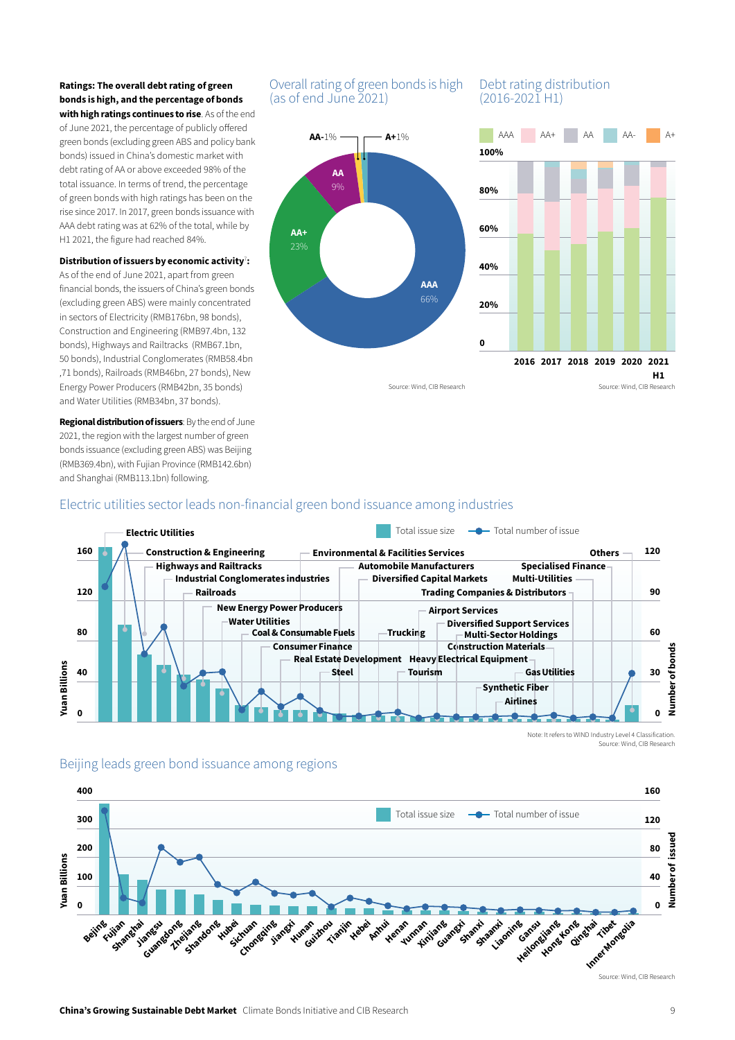**Ratings: The overall debt rating of green bonds is high, and the percentage of bonds with high ratings continues to rise**. As of the end of June 2021, the percentage of publicly offered green bonds (excluding green ABS and policy bank bonds) issued in China's domestic market with debt rating of AA or above exceeded 98% of the total issuance. In terms of trend, the percentage of green bonds with high ratings has been on the rise since 2017. In 2017, green bonds issuance with AAA debt rating was at 62% of the total, while by H1 2021, the figure had reached 84%.

**Distribution of issuers by economic activity**[i]**:** As of the end of June 2021, apart from green financial bonds, the issuers of China's green bonds (excluding green ABS) were mainly concentrated in sectors of Electricity (RMB176bn, 98 bonds), Construction and Engineering (RMB97.4bn, 132 bonds), Highways and Railtracks (RMB67.1bn, 50 bonds), Industrial Conglomerates (RMB58.4bn ,71 bonds), Railroads (RMB46bn, 27 bonds), New Energy Power Producers (RMB42bn, 35 bonds) and Water Utilities (RMB34bn, 37 bonds).

**Regional distribution of issuers**: By the end of June 2021, the region with the largest number of green bonds issuance (excluding green ABS) was Beijing (RMB369.4bn), with Fujian Province (RMB142.6bn) and Shanghai (RMB113.1bn) following.

## Overall rating of green bonds is high (as of end June 2021)

| Rating | Share |
|---|---|
| AAA | 66% |
| AA+ | 23% |
| AA | 9% |
| AA- | 1% |
| A+ | 1% |

Source: Wind, CIB Research

## Debt rating distribution (2016-2021 H1)

Legend: AAA, AA+, AA, AA-, A+

Years: 2016, 2017, 2018, 2019, 2020, 2021 H1

Source: Wind, CIB Research

## Electric utilities sector leads non-financial green bond issuance among industries

Legend: Total issue size; Total number of issue

Left axis: Yuan Billions (0, 40, 80, 120, 160); Right axis: Number of bonds (0, 30, 60, 90, 120)

Industries: Electric Utilities, Construction & Engineering, Highways and Railtracks, Industrial Conglomerates industries, Railroads, New Energy Power Producers, Water Utilities, Coal & Consumable Fuels, Consumer Finance, Real Estate Development, Steel, Environmental & Facilities Services, Automobile Manufacturers, Diversified Capital Markets, Trucking, Tourism, Airport Services, Diversified Support Services, Multi-Sector Holdings, Construction Materials, Heavy Electrical Equipment, Synthetic Fiber, Airlines, Gas Utilities, Trading Companies & Distributors, Multi-Utilities, Specialised Finance, Others

Note: It refers to WIND Industry Level 4 Classification.
Source: Wind, CIB Research

## Beijing leads green bond issuance among regions

Legend: Total issue size; Total number of issue

Left axis: Yuan Billions (0, 100, 200, 300, 400); Right axis: Number of issued (0, 40, 80, 120, 160)

Regions: Beijing, Fujian, Shanghai, Jiangsu, Guangdong, Zhejiang, Shandong, Hubei, Sichuan, Chongqing, Jiangxi, Hunan, Guizhou, Tianjin, Hebei, Anhui, Henan, Yunnan, Xinjiang, Guangxi, Shanxi, Shaanxi, Liaoning, Gansu, Heilongjiang, Hong Kong, Qinghai, Tibet, Inner Mongolia

Source: Wind, CIB Research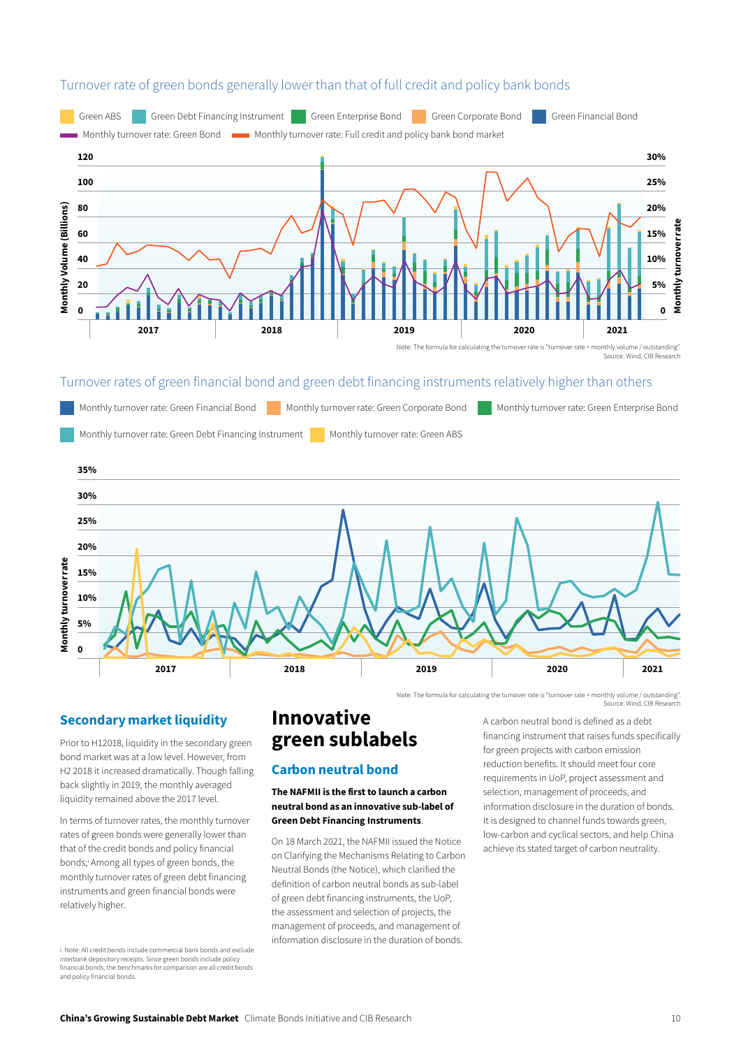## Turnover rate of green bonds generally lower than that of full credit and policy bank bonds

Green ABS | Green Debt Financing Instrument | Green Enterprise Bond | Green Corporate Bond | Green Financial Bond

Monthly turnover rate: Green Bond | Monthly turnover rate: Full credit and policy bank bond market

Note: The formula for calculating the turnover rate is "turnover rate = monthly volume / outstanding".
Source: Wind, CIB Research

## Turnover rates of green financial bond and green debt financing instruments relatively higher than others

Monthly turnover rate: Green Financial Bond | Monthly turnover rate: Green Corporate Bond | Monthly turnover rate: Green Enterprise Bond | Monthly turnover rate: Green Debt Financing Instrument | Monthly turnover rate: Green ABS

Note: The formula for calculating the turnover rate is "turnover rate = monthly volume / outstanding".
Source: Wind, CIB Research

### Secondary market liquidity

Prior to H12018, liquidity in the secondary green bond market was at a low level. However, from H2 2018 it increased dramatically. Though falling back slightly in 2019, the monthly averaged liquidity remained above the 2017 level.

In terms of turnover rates, the monthly turnover rates of green bonds were generally lower than that of the credit bonds and policy financial bonds;[i] Among all types of green bonds, the monthly turnover rates of green debt financing instruments and green financial bonds were relatively higher.

i. Note: All credit bonds include commercial bank bonds and exclude interbank depository receipts. Since green bonds include policy financial bonds, the benchmarks for comparison are all credit bonds and policy financial bonds.

# Innovative green sublabels

### Carbon neutral bond

**The NAFMII is the first to launch a carbon neutral bond as an innovative sub-label of Green Debt Financing Instruments**.

On 18 March 2021, the NAFMII issued the Notice on Clarifying the Mechanisms Relating to Carbon Neutral Bonds (the Notice), which clarified the definition of carbon neutral bonds as sub-label of green debt financing instruments, the UoP, the assessment and selection of projects, the management of proceeds, and management of information disclosure in the duration of bonds.

A carbon neutral bond is defined as a debt financing instrument that raises funds specifically for green projects with carbon emission reduction benefits. It should meet four core requirements in UoP, project assessment and selection, management of proceeds, and information disclosure in the duration of bonds. It is designed to channel funds towards green, low-carbon and cyclical sectors, and help China achieve its stated target of carbon neutrality.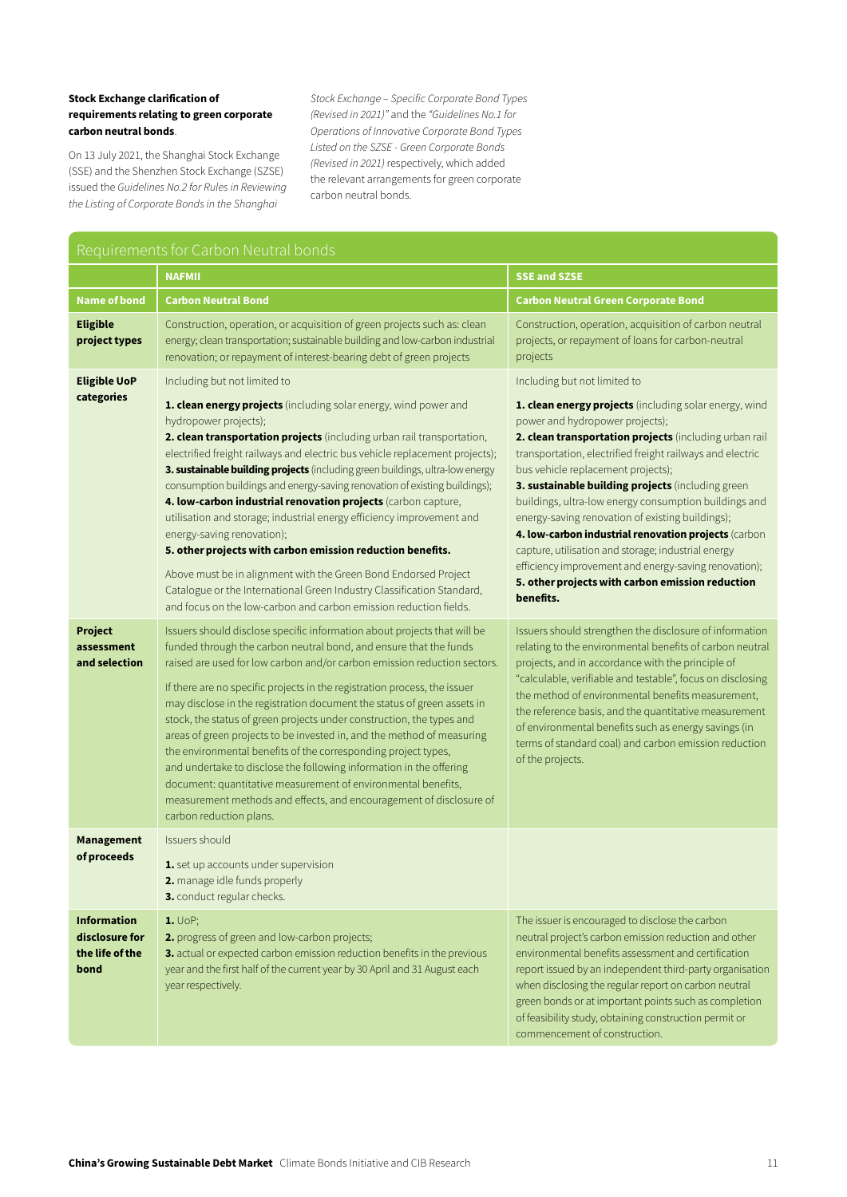**Stock Exchange clarification of requirements relating to green corporate carbon neutral bonds**.

On 13 July 2021, the Shanghai Stock Exchange (SSE) and the Shenzhen Stock Exchange (SZSE) issued the *Guidelines No.2 for Rules in Reviewing the Listing of Corporate Bonds in the Shanghai Stock Exchange – Specific Corporate Bond Types (Revised in 2021)"* and the *"Guidelines No.1 for Operations of Innovative Corporate Bond Types Listed on the SZSE - Green Corporate Bonds (Revised in 2021)* respectively, which added the relevant arrangements for green corporate carbon neutral bonds.

## Requirements for Carbon Neutral bonds

| | **NAFMII** | **SSE and SZSE** |
|---|---|---|
| **Name of bond** | **Carbon Neutral Bond** | **Carbon Neutral Green Corporate Bond** |
| **Eligible project types** | Construction, operation, or acquisition of green projects such as: clean energy; clean transportation; sustainable building and low-carbon industrial renovation; or repayment of interest-bearing debt of green projects | Construction, operation, acquisition of carbon neutral projects, or repayment of loans for carbon-neutral projects |
| **Eligible UoP categories** | Including but not limited to<br><br>**1. clean energy projects** (including solar energy, wind power and hydropower projects);<br>**2. clean transportation projects** (including urban rail transportation, electrified freight railways and electric bus vehicle replacement projects);<br>**3. sustainable building projects** (including green buildings, ultra-low energy consumption buildings and energy-saving renovation of existing buildings);<br>**4. low-carbon industrial renovation projects** (carbon capture, utilisation and storage; industrial energy efficiency improvement and energy-saving renovation);<br>**5. other projects with carbon emission reduction benefits.**<br><br>Above must be in alignment with the Green Bond Endorsed Project Catalogue or the International Green Industry Classification Standard, and focus on the low-carbon and carbon emission reduction fields. | Including but not limited to<br><br>**1. clean energy projects** (including solar energy, wind power and hydropower projects);<br>**2. clean transportation projects** (including urban rail transportation, electrified freight railways and electric bus vehicle replacement projects);<br>**3. sustainable building projects** (including green buildings, ultra-low energy consumption buildings and energy-saving renovation of existing buildings);<br>**4. low-carbon industrial renovation projects** (carbon capture, utilisation and storage; industrial energy efficiency improvement and energy-saving renovation);<br>**5. other projects with carbon emission reduction benefits.** |
| **Project assessment and selection** | Issuers should disclose specific information about projects that will be funded through the carbon neutral bond, and ensure that the funds raised are used for low carbon and/or carbon emission reduction sectors.<br><br>If there are no specific projects in the registration process, the issuer may disclose in the registration document the status of green assets in stock, the status of green projects under construction, the types and areas of green projects to be invested in, and the method of measuring the environmental benefits of the corresponding project types, and undertake to disclose the following information in the offering document: quantitative measurement of environmental benefits, measurement methods and effects, and encouragement of disclosure of carbon reduction plans. | Issuers should strengthen the disclosure of information relating to the environmental benefits of carbon neutral projects, and in accordance with the principle of "calculable, verifiable and testable", focus on disclosing the method of environmental benefits measurement, the reference basis, and the quantitative measurement of environmental benefits such as energy savings (in terms of standard coal) and carbon emission reduction of the projects. |
| **Management of proceeds** | Issuers should<br><br>**1.** set up accounts under supervision<br>**2.** manage idle funds properly<br>**3.** conduct regular checks. | |
| **Information disclosure for the life of the bond** | **1.** UoP;<br>**2.** progress of green and low-carbon projects;<br>**3.** actual or expected carbon emission reduction benefits in the previous year and the first half of the current year by 30 April and 31 August each year respectively. | The issuer is encouraged to disclose the carbon neutral project's carbon emission reduction and other environmental benefits assessment and certification report issued by an independent third-party organisation when disclosing the regular report on carbon neutral green bonds or at important points such as completion of feasibility study, obtaining construction permit or commencement of construction. |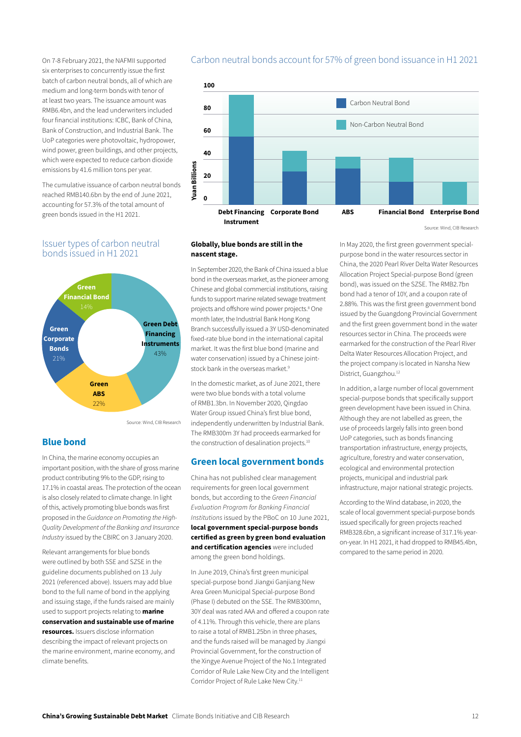On 7-8 February 2021, the NAFMII supported six enterprises to concurrently issue the first batch of carbon neutral bonds, all of which are medium and long-term bonds with tenor of at least two years. The issuance amount was RMB6.4bn, and the lead underwriters included four financial institutions: ICBC, Bank of China, Bank of Construction, and Industrial Bank. The UoP categories were photovoltaic, hydropower, wind power, green buildings, and other projects, which were expected to reduce carbon dioxide emissions by 41.6 million tons per year.

The cumulative issuance of carbon neutral bonds reached RMB140.6bn by the end of June 2021, accounting for 57.3% of the total amount of green bonds issued in the H1 2021.

### Carbon neutral bonds account for 57% of green bond issuance in H1 2021

Yuan Billions; Carbon Neutral Bond / Non-Carbon Neutral Bond

Categories: Debt Financing Instrument, Corporate Bond, ABS, Financial Bond, Enterprise Bond

Source: Wind, CIB Research

### Issuer types of carbon neutral bonds issued in H1 2021

- Green Debt Financing Instruments 43%
- Green ABS 22%
- Green Corporate Bonds 21%
- Green Financial Bond 14%

Source: Wind, CIB Research

## Blue bond

In China, the marine economy occupies an important position, with the share of gross marine product contributing 9% to the GDP, rising to 17.1% in coastal areas. The protection of the ocean is also closely related to climate change. In light of this, actively promoting blue bonds was first proposed in the *Guidance on Promoting the High-Quality Development of the Banking and Insurance Industry* issued by the CBIRC on 3 January 2020.

Relevant arrangements for blue bonds were outlined by both SSE and SZSE in the guideline documents published on 13 July 2021 (referenced above). Issuers may add blue bond to the full name of bond in the applying and issuing stage, if the funds raised are mainly used to support projects relating to **marine conservation and sustainable use of marine resources.** Issuers disclose information describing the impact of relevant projects on the marine environment, marine economy, and climate benefits.

**Globally, blue bonds are still in the nascent stage.**

In September 2020, the Bank of China issued a blue bond in the overseas market, as the pioneer among Chinese and global commercial institutions, raising funds to support marine related sewage treatment projects and offshore wind power projects.[8] One month later, the Industrial Bank Hong Kong Branch successfully issued a 3Y USD-denominated fixed-rate blue bond in the international capital market. It was the first blue bond (marine and water conservation) issued by a Chinese joint-stock bank in the overseas market.[9]

In the domestic market, as of June 2021, there were two blue bonds with a total volume of RMB1.3bn. In November 2020, Qingdao Water Group issued China's first blue bond, independently underwritten by Industrial Bank. The RMB300m 3Y had proceeds earmarked for the construction of desalination projects.[10]

## Green local government bonds

China has not published clear management requirements for green local government bonds, but according to the *Green Financial Evaluation Program for Banking Financial Institutions* issued by the PBoC on 10 June 2021, **local government special-purpose bonds certified as green by green bond evaluation and certification agencies** were included among the green bond holdings.

In June 2019, China's first green municipal special-purpose bond Jiangxi Ganjiang New Area Green Municipal Special-purpose Bond (Phase I) debuted on the SSE. The RMB300mn, 30Y deal was rated AAA and offered a coupon rate of 4.11%. Through this vehicle, there are plans to raise a total of RMB1.25bn in three phases, and the funds raised will be managed by Jiangxi Provincial Government, for the construction of the Xingye Avenue Project of the No.1 Integrated Corridor of Rule Lake New City and the Intelligent Corridor Project of Rule Lake New City.[11]

In May 2020, the first green government special-purpose bond in the water resources sector in China, the 2020 Pearl River Delta Water Resources Allocation Project Special-purpose Bond (green bond), was issued on the SZSE. The RMB2.7bn bond had a tenor of 10Y, and a coupon rate of 2.88%. This was the first green government bond issued by the Guangdong Provincial Government and the first green government bond in the water resources sector in China. The proceeds were earmarked for the construction of the Pearl River Delta Water Resources Allocation Project, and the project company is located in Nansha New District, Guangzhou.[12]

In addition, a large number of local government special-purpose bonds that specifically support green development have been issued in China. Although they are not labelled as green, the use of proceeds largely falls into green bond UoP categories, such as bonds financing transportation infrastructure, energy projects, agriculture, forestry and water conservation, ecological and environmental protection projects, municipal and industrial park infrastructure, major national strategic projects.

According to the Wind database, in 2020, the scale of local government special-purpose bonds issued specifically for green projects reached RMB328.6bn, a significant increase of 317.1% year-on-year. In H1 2021, it had dropped to RMB45.4bn, compared to the same period in 2020.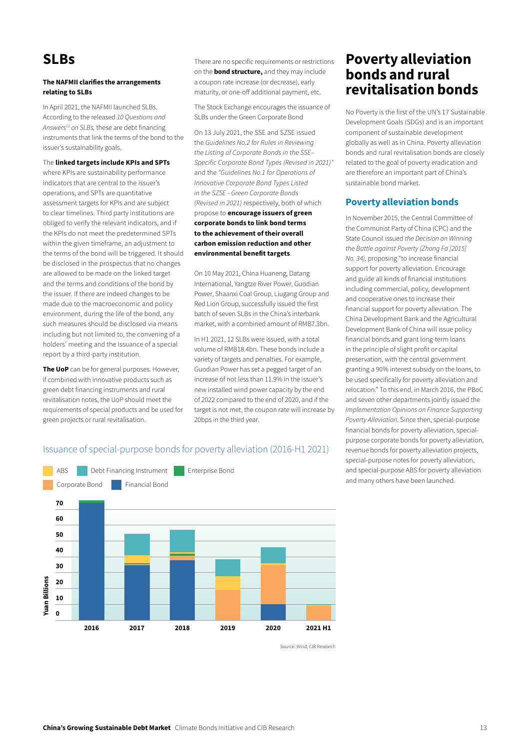## SLBs

**The NAFMII clarifies the arrangements relating to SLBs**

In April 2021, the NAFMII launched SLBs. According to the released *10 Questions and Answers*[13] *on SLBs,* these are debt financing instruments that link the terms of the bond to the issuer's sustainability goals.

The **linked targets include KPIs and SPTs** where KPIs are sustainability performance indicators that are central to the issuer's operations, and SPTs are quantitative assessment targets for KPIs and are subject to clear timelines. Third party institutions are obliged to verify the relevant indicators, and if the KPIs do not meet the predetermined SPTs within the given timeframe, an adjustment to the terms of the bond will be triggered. It should be disclosed in the prospectus that no changes are allowed to be made on the linked target and the terms and conditions of the bond by the issuer. If there are indeed changes to be made due to the macroeconomic and policy environment, during the life of the bond, any such measures should be disclosed via means including but not limited to, the convening of a holders' meeting and the issuance of a special report by a third-party institution.

**The UoP** can be for general purposes. However, if combined with innovative products such as green debt financing instruments and rural revitalisation notes, the UoP should meet the requirements of special products and be used for green projects or rural revitalisation.

There are no specific requirements or restrictions on the **bond structure,** and they may include a coupon rate increase (or decrease), early maturity, or one-off additional payment, etc.

The Stock Exchange encourages the issuance of SLBs under the Green Corporate Bond

On 13 July 2021, the SSE and SZSE issued the *Guidelines No.2 for Rules in Reviewing the Listing of Corporate Bonds in the SSE–Specific Corporate Bond Types (Revised in 2021)"* and the *"Guidelines No.1 for Operations of Innovative Corporate Bond Types Listed in the SZSE - Green Corporate Bonds (Revised in 2021)* respectively, both of which propose to **encourage issuers of green corporate bonds to link bond terms to the achievement of their overall carbon emission reduction and other environmental benefit targets**.

On 10 May 2021, China Huaneng, Datang International, Yangtze River Power, Guodian Power, Shaanxi Coal Group, Liugang Group and Red Lion Group, successfully issued the first batch of seven SLBs in the China's interbank market, with a combined amount of RMB7.3bn.

In H1 2021, 12 SLBs were issued, with a total volume of RMB18.4bn. These bonds include a variety of targets and penalties. For example, Guodian Power has set a pegged target of an increase of not less than 11.9% in the issuer's new installed wind power capacity by the end of 2022 compared to the end of 2020, and if the target is not met, the coupon rate will increase by 20bps in the third year.

Issuance of special-purpose bonds for poverty alleviation (2016-H1 2021)

Legend: ABS, Debt Financing Instrument, Enterprise Bond, Corporate Bond, Financial Bond. Y-axis: Yuan Billions (0–70). X-axis: 2016, 2017, 2018, 2019, 2020, 2021 H1.

Source: Wind, CIB Research

# Poverty alleviation bonds and rural revitalisation bonds

No Poverty is the first of the UN's 17 Sustainable Development Goals (SDGs) and is an important component of sustainable development globally as well as in China. Poverty alleviation bonds and rural revitalisation bonds are closely related to the goal of poverty eradication and are therefore an important part of China's sustainable bond market.

## Poverty alleviation bonds

In November 2015, the Central Committee of the Communist Party of China (CPC) and the State Council issued *the Decision on Winning the Battle against Poverty (Zhong Fa [2015] No. 34),* proposing "to increase financial support for poverty alleviation. Encourage and guide all kinds of financial institutions including commercial, policy, development and cooperative ones to increase their financial support for poverty alleviation. The China Development Bank and the Agricultural Development Bank of China will issue policy financial bonds and grant long-term loans in the principle of slight profit or capital preservation, with the central government granting a 90% interest subsidy on the loans, to be used specifically for poverty alleviation and relocation." To this end, in March 2016, the PBoC and seven other departments jointly issued the *Implementation Opinions on Finance Supporting Poverty Alleviation*. Since then, special-purpose financial bonds for poverty alleviation, special-purpose corporate bonds for poverty alleviation, revenue bonds for poverty alleviation projects, special-purpose notes for poverty alleviation, and special-purpose ABS for poverty alleviation and many others have been launched.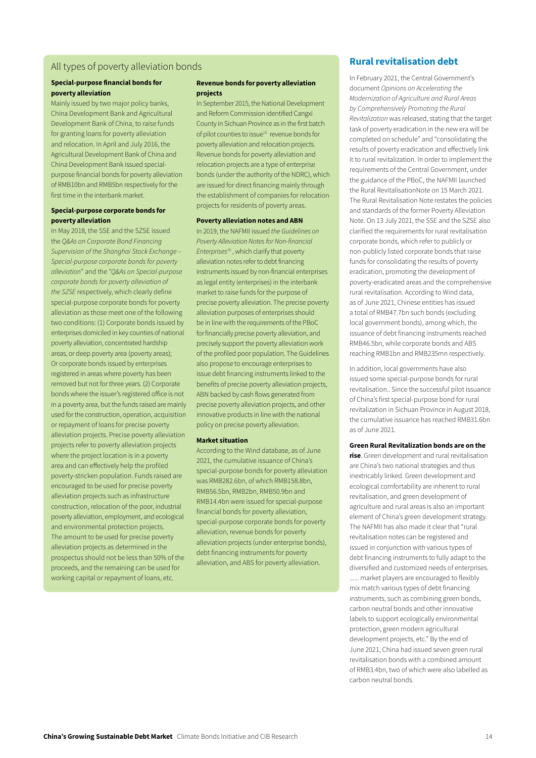## All types of poverty alleviation bonds

**Special-purpose financial bonds for poverty alleviation**

Mainly issued by two major policy banks, China Development Bank and Agricultural Development Bank of China, to raise funds for granting loans for poverty alleviation and relocation. In April and July 2016, the Agricultural Development Bank of China and China Development Bank issued special-purpose financial bonds for poverty alleviation of RMB10bn and RMB5bn respectively for the first time in the interbank market.

**Special-purpose corporate bonds for poverty alleviation**

In May 2018, the SSE and the SZSE issued the *Q&As on Corporate Bond Financing Supervision of the Shanghai Stock Exchange – Special-purpose corporate bonds for poverty alleviation*" and the "*Q&As on Special-purpose corporate bonds for poverty alleviation of the SZSE* respectively, which clearly define special-purpose corporate bonds for poverty alleviation as those meet one of the following two conditions: (1) Corporate bonds issued by enterprises domiciled in key counties of national poverty alleviation, concentrated hardship areas, or deep poverty area (poverty areas); Or corporate bonds issued by enterprises registered in areas where poverty has been removed but not for three years. (2) Corporate bonds where the issuer's registered office is not in a poverty area, but the funds raised are mainly used for the construction, operation, acquisition or repayment of loans for precise poverty alleviation projects. Precise poverty alleviation projects refer to poverty alleviation projects where the project location is in a poverty area and can effectively help the profiled poverty-stricken population. Funds raised are encouraged to be used for precise poverty alleviation projects such as infrastructure construction, relocation of the poor, industrial poverty alleviation, employment, and ecological and environmental protection projects. The amount to be used for precise poverty alleviation projects as determined in the prospectus should not be less than 50% of the proceeds, and the remaining can be used for working capital or repayment of loans, etc.

**Revenue bonds for poverty alleviation projects**

In September 2015, the National Development and Reform Commission identified Cangxi County in Sichuan Province as in the first batch of pilot counties to issue[15] revenue bonds for poverty alleviation and relocation projects. Revenue bonds for poverty alleviation and relocation projects are a type of enterprise bonds (under the authority of the NDRC), which are issued for direct financing mainly through the establishment of companies for relocation projects for residents of poverty areas.

**Poverty alleviation notes and ABN**

In 2019, the NAFMII issued *the Guidelines on Poverty Alleviation Notes for Non-financial Enterprises*[16], which clarify that poverty alleviation notes refer to debt financing instruments issued by non-financial enterprises as legal entity (enterprises) in the interbank market to raise funds for the purpose of precise poverty alleviation. The precise poverty alleviation purposes of enterprises should be in line with the requirements of the PBoC for financially precise poverty alleviation, and precisely support the poverty alleviation work of the profiled poor population. The Guidelines also propose to encourage enterprises to issue debt financing instruments linked to the benefits of precise poverty alleviation projects, ABN backed by cash flows generated from precise poverty alleviation projects, and other innovative products in line with the national policy on precise poverty alleviation.

**Market situation**

According to the Wind database, as of June 2021, the cumulative issuance of China's special-purpose bonds for poverty alleviation was RMB282.6bn, of which RMB158.8bn, RMB56.5bn, RMB2bn, RMB50.9bn and RMB14.4bn were issued for special-purpose financial bonds for poverty alleviation, special-purpose corporate bonds for poverty alleviation, revenue bonds for poverty alleviation projects (under enterprise bonds), debt financing instruments for poverty alleviation, and ABS for poverty alleviation.

## Rural revitalisation debt

In February 2021, the Central Government's document *Opinions on Accelerating the Modernization of Agriculture and Rural Areas by Comprehensively Promoting the Rural Revitalization* was released, stating that the target task of poverty eradication in the new era will be completed on schedule" and "consolidating the results of poverty eradication and effectively link it to rural revitalization. In order to implement the requirements of the Central Government, under the guidance of the PBoC, the NAFMII launched the Rural RevitalisationNote on 15 March 2021. The Rural Revitalisation Note restates the policies and standards of the former Poverty Alleviation Note. On 13 July 2021, the SSE and the SZSE also clarified the requirements for rural revitalisation corporate bonds, which refer to publicly or non-publicly listed corporate bonds that raise funds for consolidating the results of poverty eradication, promoting the development of poverty-eradicated areas and the comprehensive rural revitalisation. According to Wind data, as of June 2021, Chinese entities has issued a total of RMB47.7bn such bonds (excluding local government bonds), among which, the issuance of debt financing instruments reached RMB46.5bn, while corporate bonds and ABS reaching RMB1bn and RMB235mn respectively.

In addition, local governments have also issued some special-purpose bonds for rural revitalisation.. Since the successful pilot issuance of China's first special-purpose bond for rural revitalization in Sichuan Province in August 2018, the cumulative issuance has reached RMB31.6bn as of June 2021.

**Green Rural Revitalization bonds are on the rise**. Green development and rural revitalisation are China's two national strategies and thus inextricably linked. Green development and ecological comfortability are inherent to rural revitalisation, and green development of agriculture and rural areas is also an important element of China's green development strategy. The NAFMII has also made it clear that "rural revitalisation notes can be registered and issued in conjunction with various types of debt financing instruments to fully adapt to the diversified and customized needs of enterprises. ...... market players are encouraged to flexibly mix match various types of debt financing instruments, such as combining green bonds, carbon neutral bonds and other innovative labels to support ecologically environmental protection, green modern agricultural development projects, etc." By the end of June 2021, China had issued seven green rural revitalisation bonds with a combined amount of RMB3.4bn, two of which were also labelled as carbon neutral bonds.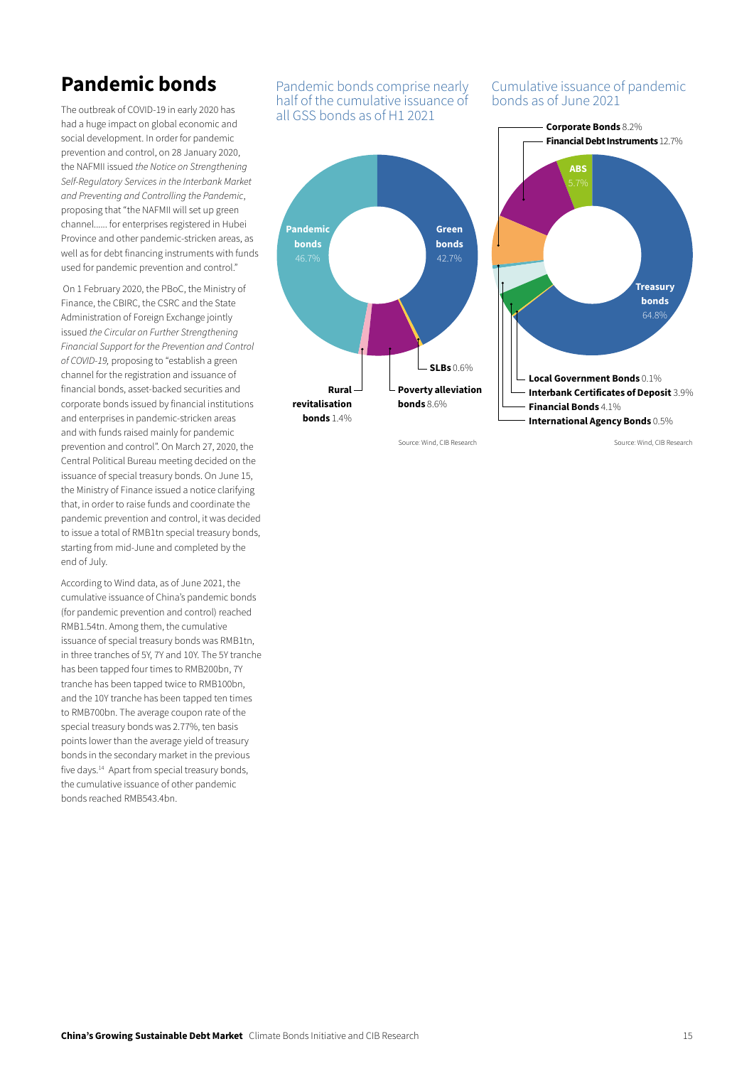# Pandemic bonds

The outbreak of COVID-19 in early 2020 has had a huge impact on global economic and social development. In order for pandemic prevention and control, on 28 January 2020, the NAFMII issued *the Notice on Strengthening Self-Regulatory Services in the Interbank Market and Preventing and Controlling the Pandemic*, proposing that "the NAFMII will set up green channel...... for enterprises registered in Hubei Province and other pandemic-stricken areas, as well as for debt financing instruments with funds used for pandemic prevention and control."

On 1 February 2020, the PBoC, the Ministry of Finance, the CBIRC, the CSRC and the State Administration of Foreign Exchange jointly issued *the Circular on Further Strengthening Financial Support for the Prevention and Control of COVID-19,* proposing to "establish a green channel for the registration and issuance of financial bonds, asset-backed securities and corporate bonds issued by financial institutions and enterprises in pandemic-stricken areas and with funds raised mainly for pandemic prevention and control". On March 27, 2020, the Central Political Bureau meeting decided on the issuance of special treasury bonds. On June 15, the Ministry of Finance issued a notice clarifying that, in order to raise funds and coordinate the pandemic prevention and control, it was decided to issue a total of RMB1tn special treasury bonds, starting from mid-June and completed by the end of July.

According to Wind data, as of June 2021, the cumulative issuance of China's pandemic bonds (for pandemic prevention and control) reached RMB1.54tn. Among them, the cumulative issuance of special treasury bonds was RMB1tn, in three tranches of 5Y, 7Y and 10Y. The 5Y tranche has been tapped four times to RMB200bn, 7Y tranche has been tapped twice to RMB100bn, and the 10Y tranche has been tapped ten times to RMB700bn. The average coupon rate of the special treasury bonds was 2.77%, ten basis points lower than the average yield of treasury bonds in the secondary market in the previous five days.[14] Apart from special treasury bonds, the cumulative issuance of other pandemic bonds reached RMB543.4bn.

Pandemic bonds comprise nearly half of the cumulative issuance of all GSS bonds as of H1 2021

| Category | Share |
|---|---|
| Pandemic bonds | 46.7% |
| Green bonds | 42.7% |
| Poverty alleviation bonds | 8.6% |
| Rural revitalisation bonds | 1.4% |
| SLBs | 0.6% |

Source: Wind, CIB Research

Cumulative issuance of pandemic bonds as of June 2021

| Category | Share |
|---|---|
| Treasury bonds | 64.8% |
| Financial Debt Instruments | 12.7% |
| Corporate Bonds | 8.2% |
| ABS | 5.7% |
| Financial Bonds | 4.1% |
| Interbank Certificates of Deposit | 3.9% |
| International Agency Bonds | 0.5% |
| Local Government Bonds | 0.1% |

Source: Wind, CIB Research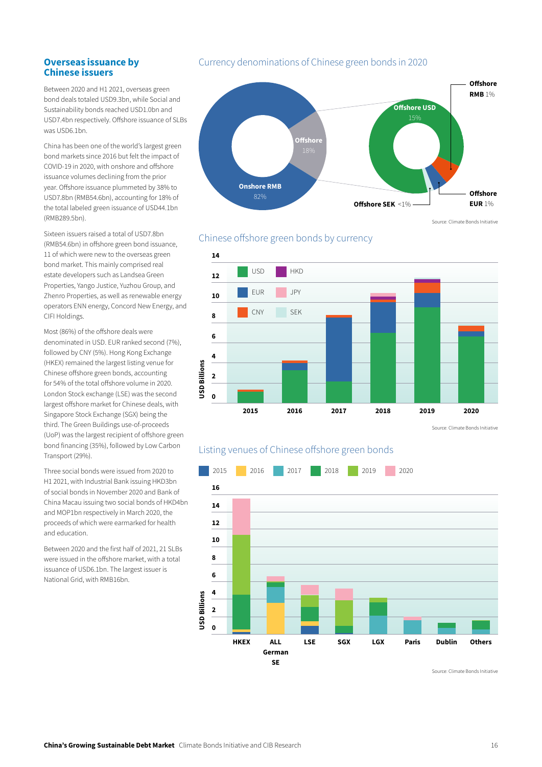## Overseas issuance by Chinese issuers

Between 2020 and H1 2021, overseas green bond deals totaled USD9.3bn, while Social and Sustainability bonds reached USD1.0bn and USD7.4bn respectively. Offshore issuance of SLBs was USD6.1bn.

China has been one of the world's largest green bond markets since 2016 but felt the impact of COVID-19 in 2020, with onshore and offshore issuance volumes declining from the prior year. Offshore issuance plummeted by 38% to USD7.8bn (RMB54.6bn), accounting for 18% of the total labeled green issuance of USD44.1bn (RMB289.5bn).

Sixteen issuers raised a total of USD7.8bn (RMB54.6bn) in offshore green bond issuance, 11 of which were new to the overseas green bond market. This mainly comprised real estate developers such as Landsea Green Properties, Yango Justice, Yuzhou Group, and Zhenro Properties, as well as renewable energy operators ENN energy, Concord New Energy, and CIFI Holdings.

Most (86%) of the offshore deals were denominated in USD. EUR ranked second (7%), followed by CNY (5%). Hong Kong Exchange (HKEX) remained the largest listing venue for Chinese offshore green bonds, accounting for 54% of the total offshore volume in 2020. London Stock exchange (LSE) was the second largest offshore market for Chinese deals, with Singapore Stock Exchange (SGX) being the third. The Green Buildings use-of-proceeds (UoP) was the largest recipient of offshore green bond financing (35%), followed by Low Carbon Transport (29%).

Three social bonds were issued from 2020 to H1 2021, with Industrial Bank issuing HKD3bn of social bonds in November 2020 and Bank of China Macau issuing two social bonds of HKD4bn and MOP1bn respectively in March 2020, the proceeds of which were earmarked for health and education.

Between 2020 and the first half of 2021, 21 SLBs were issued in the offshore market, with a total issuance of USD6.1bn. The largest issuer is National Grid, with RMB16bn.

### Currency denominations of Chinese green bonds in 2020

Onshore RMB 82%; Offshore 18%. Offshore breakdown: Offshore USD 15%; Offshore RMB 1%; Offshore EUR 1%; Offshore SEK <1%

Source: Climate Bonds Initiative

### Chinese offshore green bonds by currency

Legend: USD, HKD, EUR, JPY, CNY, SEK. Y-axis: USD Billions (0–14). X-axis: 2015, 2016, 2017, 2018, 2019, 2020

Source: Climate Bonds Initiative

### Listing venues of Chinese offshore green bonds

Legend: 2015, 2016, 2017, 2018, 2019, 2020. Y-axis: USD Billions (0–16). X-axis: HKEX, ALL German SE, LSE, SGX, LGX, Paris, Dublin, Others

Source: Climate Bonds Initiative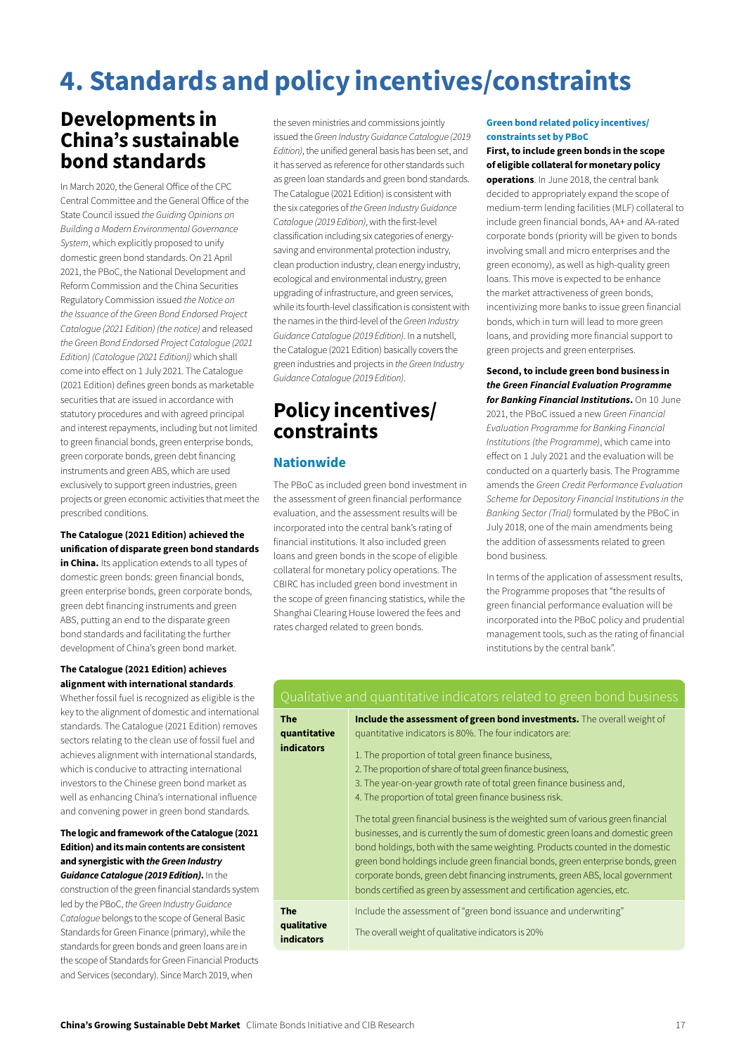# 4. Standards and policy incentives/constraints

## Developments in China's sustainable bond standards

In March 2020, the General Office of the CPC Central Committee and the General Office of the State Council issued *the Guiding Opinions on Building a Modern Environmental Governance System*, which explicitly proposed to unify domestic green bond standards. On 21 April 2021, the PBoC, the National Development and Reform Commission and the China Securities Regulatory Commission issued *the Notice on the Issuance of the Green Bond Endorsed Project Catalogue (2021 Edition) (the notice)* and released *the Green Bond Endorsed Project Catalogue (2021 Edition) (Catologue (2021 Edition))* which shall come into effect on 1 July 2021. The Catalogue (2021 Edition) defines green bonds as marketable securities that are issued in accordance with statutory procedures and with agreed principal and interest repayments, including but not limited to green financial bonds, green enterprise bonds, green corporate bonds, green debt financing instruments and green ABS, which are used exclusively to support green industries, green projects or green economic activities that meet the prescribed conditions.

**The Catalogue (2021 Edition) achieved the unification of disparate green bond standards in China.** Its application extends to all types of domestic green bonds: green financial bonds, green enterprise bonds, green corporate bonds, green debt financing instruments and green ABS, putting an end to the disparate green bond standards and facilitating the further development of China's green bond market.

**The Catalogue (2021 Edition) achieves alignment with international standards**. Whether fossil fuel is recognized as eligible is the key to the alignment of domestic and international standards. The Catalogue (2021 Edition) removes sectors relating to the clean use of fossil fuel and achieves alignment with international standards, which is conducive to attracting international investors to the Chinese green bond market as well as enhancing China's international influence and convening power in green bond standards.

**The logic and framework of the Catalogue (2021 Edition) and its main contents are consistent and synergistic with *the Green Industry Guidance Catalogue (2019 Edition)*.** In the construction of the green financial standards system led by the PBoC, *the Green Industry Guidance Catalogue* belongs to the scope of General Basic Standards for Green Finance (primary), while the standards for green bonds and green loans are in the scope of Standards for Green Financial Products and Services (secondary). Since March 2019, when the seven ministries and commissions jointly issued the *Green Industry Guidance Catalogue (2019 Edition)*, the unified general basis has been set, and it has served as reference for other standards such as green loan standards and green bond standards. The Catalogue (2021 Edition) is consistent with the six categories of *the Green Industry Guidance Catalogue (2019 Edition)*, with the first-level classification including six categories of energy-saving and environmental protection industry, clean production industry, clean energy industry, ecological and environmental industry, green upgrading of infrastructure, and green services, while its fourth-level classification is consistent with the names in the third-level of the *Green Industry Guidance Catalogue (2019 Edition)*. In a nutshell, the Catalogue (2021 Edition) basically covers the green industries and projects in *the Green Industry Guidance Catalogue (2019 Edition)*.

## Policy incentives/ constraints

### Nationwide

The PBoC as included green bond investment in the assessment of green financial performance evaluation, and the assessment results will be incorporated into the central bank's rating of financial institutions. It also included green loans and green bonds in the scope of eligible collateral for monetary policy operations. The CBIRC has included green bond investment in the scope of green financing statistics, while the Shanghai Clearing House lowered the fees and rates charged related to green bonds.

#### Green bond related policy incentives/ constraints set by PBoC

**First, to include green bonds in the scope of eligible collateral for monetary policy operations**. In June 2018, the central bank decided to appropriately expand the scope of medium-term lending facilities (MLF) collateral to include green financial bonds, AA+ and AA-rated corporate bonds (priority will be given to bonds involving small and micro enterprises and the green economy), as well as high-quality green loans. This move is expected to be enhance the market attractiveness of green bonds, incentivizing more banks to issue green financial bonds, which in turn will lead to more green loans, and providing more financial support to green projects and green enterprises.

**Second, to include green bond business in *the Green Financial Evaluation Programme for Banking Financial Institutions*.** On 10 June 2021, the PBoC issued a new *Green Financial Evaluation Programme for Banking Financial Institutions (the Programme)*, which came into effect on 1 July 2021 and the evaluation will be conducted on a quarterly basis. The Programme amends the *Green Credit Performance Evaluation Scheme for Depository Financial Institutions in the Banking Sector (Trial)* formulated by the PBoC in July 2018, one of the main amendments being the addition of assessments related to green bond business.

In terms of the application of assessment results, the Programme proposes that "the results of green financial performance evaluation will be incorporated into the PBoC policy and prudential management tools, such as the rating of financial institutions by the central bank".

| Qualitative and quantitative indicators related to green bond business | |
|---|---|
| **The quantitative indicators** | **Include the assessment of green bond investments.** The overall weight of quantitative indicators is 80%. The four indicators are:<br><br>1. The proportion of total green finance business,<br>2. The proportion of share of total green finance business,<br>3. The year-on-year growth rate of total green finance business and,<br>4. The proportion of total green finance business risk.<br><br>The total green financial business is the weighted sum of various green financial businesses, and is currently the sum of domestic green loans and domestic green bond holdings, both with the same weighting. Products counted in the domestic green bond holdings include green financial bonds, green enterprise bonds, green corporate bonds, green debt financing instruments, green ABS, local government bonds certified as green by assessment and certification agencies, etc. |
| **The qualitative indicators** | Include the assessment of "green bond issuance and underwriting"<br><br>The overall weight of qualitative indicators is 20% |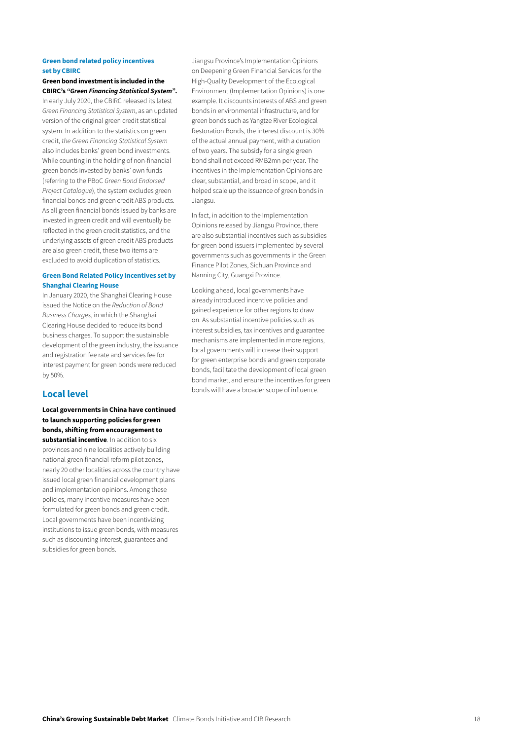### Green bond related policy incentives set by CBIRC

**Green bond investment is included in the CBIRC's "*Green Financing Statistical System*".** In early July 2020, the CBIRC released its latest *Green Financing Statistical System*, as an updated version of the original green credit statistical system. In addition to the statistics on green credit, *the Green Financing Statistical System* also includes banks' green bond investments. While counting in the holding of non-financial green bonds invested by banks' own funds (referring to the PBoC *Green Bond Endorsed Project Catalogue*), the system excludes green financial bonds and green credit ABS products. As all green financial bonds issued by banks are invested in green credit and will eventually be reflected in the green credit statistics, and the underlying assets of green credit ABS products are also green credit, these two items are excluded to avoid duplication of statistics.

### Green Bond Related Policy Incentives set by Shanghai Clearing House

In January 2020, the Shanghai Clearing House issued the Notice on the *Reduction of Bond Business Charges*, in which the Shanghai Clearing House decided to reduce its bond business charges. To support the sustainable development of the green industry, the issuance and registration fee rate and services fee for interest payment for green bonds were reduced by 50%.

## Local level

**Local governments in China have continued to launch supporting policies for green bonds, shifting from encouragement to substantial incentive**. In addition to six provinces and nine localities actively building national green financial reform pilot zones, nearly 20 other localities across the country have issued local green financial development plans and implementation opinions. Among these policies, many incentive measures have been formulated for green bonds and green credit. Local governments have been incentivizing institutions to issue green bonds, with measures such as discounting interest, guarantees and subsidies for green bonds.

Jiangsu Province's Implementation Opinions on Deepening Green Financial Services for the High-Quality Development of the Ecological Environment (Implementation Opinions) is one example. It discounts interests of ABS and green bonds in environmental infrastructure, and for green bonds such as Yangtze River Ecological Restoration Bonds, the interest discount is 30% of the actual annual payment, with a duration of two years. The subsidy for a single green bond shall not exceed RMB2mn per year. The incentives in the Implementation Opinions are clear, substantial, and broad in scope, and it helped scale up the issuance of green bonds in Jiangsu.

In fact, in addition to the Implementation Opinions released by Jiangsu Province, there are also substantial incentives such as subsidies for green bond issuers implemented by several governments such as governments in the Green Finance Pilot Zones, Sichuan Province and Nanning City, Guangxi Province.

Looking ahead, local governments have already introduced incentive policies and gained experience for other regions to draw on. As substantial incentive policies such as interest subsidies, tax incentives and guarantee mechanisms are implemented in more regions, local governments will increase their support for green enterprise bonds and green corporate bonds, facilitate the development of local green bond market, and ensure the incentives for green bonds will have a broader scope of influence.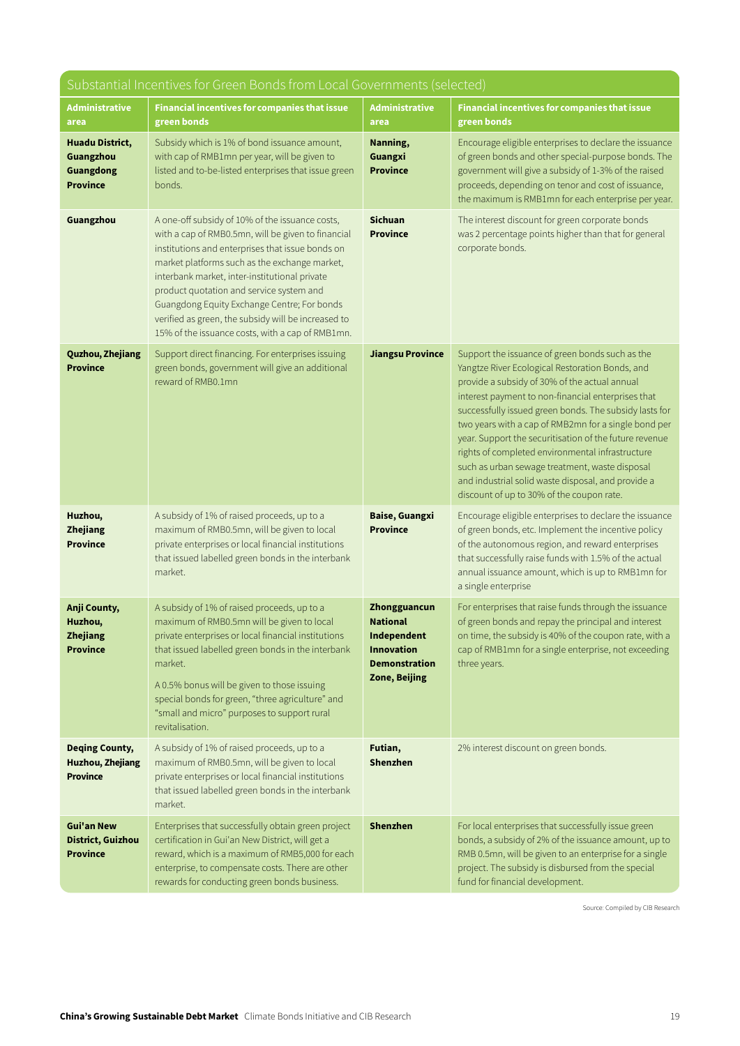## Substantial Incentives for Green Bonds from Local Governments (selected)

| Administrative area | Financial incentives for companies that issue green bonds | Administrative area | Financial incentives for companies that issue green bonds |
|---|---|---|---|
| **Huadu District, Guangzhou Guangdong Province** | Subsidy which is 1% of bond issuance amount, with cap of RMB1mn per year, will be given to listed and to-be-listed enterprises that issue green bonds. | **Nanning, Guangxi Province** | Encourage eligible enterprises to declare the issuance of green bonds and other special-purpose bonds. The government will give a subsidy of 1-3% of the raised proceeds, depending on tenor and cost of issuance, the maximum is RMB1mn for each enterprise per year. |
| **Guangzhou** | A one-off subsidy of 10% of the issuance costs, with a cap of RMB0.5mn, will be given to financial institutions and enterprises that issue bonds on market platforms such as the exchange market, interbank market, inter-institutional private product quotation and service system and Guangdong Equity Exchange Centre; For bonds verified as green, the subsidy will be increased to 15% of the issuance costs, with a cap of RMB1mn. | **Sichuan Province** | The interest discount for green corporate bonds was 2 percentage points higher than that for general corporate bonds. |
| **Quzhou, Zhejiang Province** | Support direct financing. For enterprises issuing green bonds, government will give an additional reward of RMB0.1mn | **Jiangsu Province** | Support the issuance of green bonds such as the Yangtze River Ecological Restoration Bonds, and provide a subsidy of 30% of the actual annual interest payment to non-financial enterprises that successfully issued green bonds. The subsidy lasts for two years with a cap of RMB2mn for a single bond per year. Support the securitisation of the future revenue rights of completed environmental infrastructure such as urban sewage treatment, waste disposal and industrial solid waste disposal, and provide a discount of up to 30% of the coupon rate. |
| **Huzhou, Zhejiang Province** | A subsidy of 1% of raised proceeds, up to a maximum of RMB0.5mn, will be given to local private enterprises or local financial institutions that issued labelled green bonds in the interbank market. | **Baise, Guangxi Province** | Encourage eligible enterprises to declare the issuance of green bonds, etc. Implement the incentive policy of the autonomous region, and reward enterprises that successfully raise funds with 1.5% of the actual annual issuance amount, which is up to RMB1mn for a single enterprise |
| **Anji County, Huzhou, Zhejiang Province** | A subsidy of 1% of raised proceeds, up to a maximum of RMB0.5mn will be given to local private enterprises or local financial institutions that issued labelled green bonds in the interbank market.<br><br>A 0.5% bonus will be given to those issuing special bonds for green, "three agriculture" and "small and micro" purposes to support rural revitalisation. | **Zhongguancun National Independent Innovation Demonstration Zone, Beijing** | For enterprises that raise funds through the issuance of green bonds and repay the principal and interest on time, the subsidy is 40% of the coupon rate, with a cap of RMB1mn for a single enterprise, not exceeding three years. |
| **Deqing County, Huzhou, Zhejiang Province** | A subsidy of 1% of raised proceeds, up to a maximum of RMB0.5mn, will be given to local private enterprises or local financial institutions that issued labelled green bonds in the interbank market. | **Futian, Shenzhen** | 2% interest discount on green bonds. |
| **Gui'an New District, Guizhou Province** | Enterprises that successfully obtain green project certification in Gui'an New District, will get a reward, which is a maximum of RMB5,000 for each enterprise, to compensate costs. There are other rewards for conducting green bonds business. | **Shenzhen** | For local enterprises that successfully issue green bonds, a subsidy of 2% of the issuance amount, up to RMB 0.5mn, will be given to an enterprise for a single project. The subsidy is disbursed from the special fund for financial development. |

Source: Compiled by CIB Research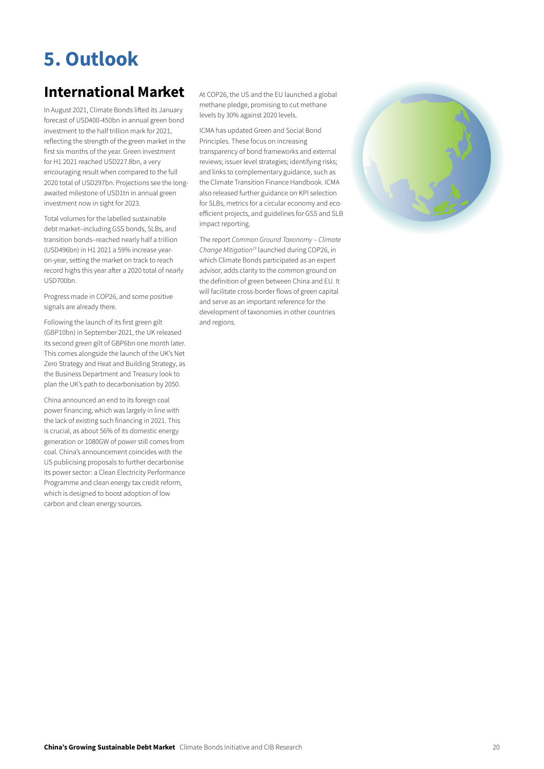# 5. Outlook

## International Market

In August 2021, Climate Bonds lifted its January forecast of USD400-450bn in annual green bond investment to the half trillion mark for 2021, reflecting the strength of the green market in the first six months of the year. Green investment for H1 2021 reached USD227.8bn, a very encouraging result when compared to the full 2020 total of USD297bn. Projections see the long-awaited milestone of USD1tn in annual green investment now in sight for 2023.

Total volumes for the labelled sustainable debt market–including GSS bonds, SLBs, and transition bonds–reached nearly half a trillion (USD496bn) in H1 2021 a 59% increase year-on-year, setting the market on track to reach record highs this year after a 2020 total of nearly USD700bn.

Progress made in COP26, and some positive signals are already there.

Following the launch of its first green gilt (GBP10bn) in September 2021, the UK released its second green gilt of GBP6bn one month later. This comes alongside the launch of the UK's Net Zero Strategy and Heat and Building Strategy, as the Business Department and Treasury look to plan the UK's path to decarbonisation by 2050.

China announced an end to its foreign coal power financing, which was largely in line with the lack of existing such financing in 2021. This is crucial, as about 56% of its domestic energy generation or 1080GW of power still comes from coal. China's announcement coincides with the US publicising proposals to further decarbonise its power sector: a Clean Electricity Performance Programme and clean energy tax credit reform, which is designed to boost adoption of low carbon and clean energy sources.

At COP26, the US and the EU launched a global methane pledge, promising to cut methane levels by 30% against 2020 levels.

ICMA has updated Green and Social Bond Principles. These focus on increasing transparency of bond frameworks and external reviews; issuer level strategies; identifying risks; and links to complementary guidance, such as the Climate Transition Finance Handbook. ICMA also released further guidance on KPI selection for SLBs, metrics for a circular economy and eco-efficient projects, and guidelines for GSS and SLB impact reporting.

The report *Common Ground Taxonomy – Climate Change Mitigation*[19] launched during COP26, in which Climate Bonds participated as an expert advisor, adds clarity to the common ground on the definition of green between China and EU. It will facilitate cross-border flows of green capital and serve as an important reference for the development of taxonomies in other countries and regions.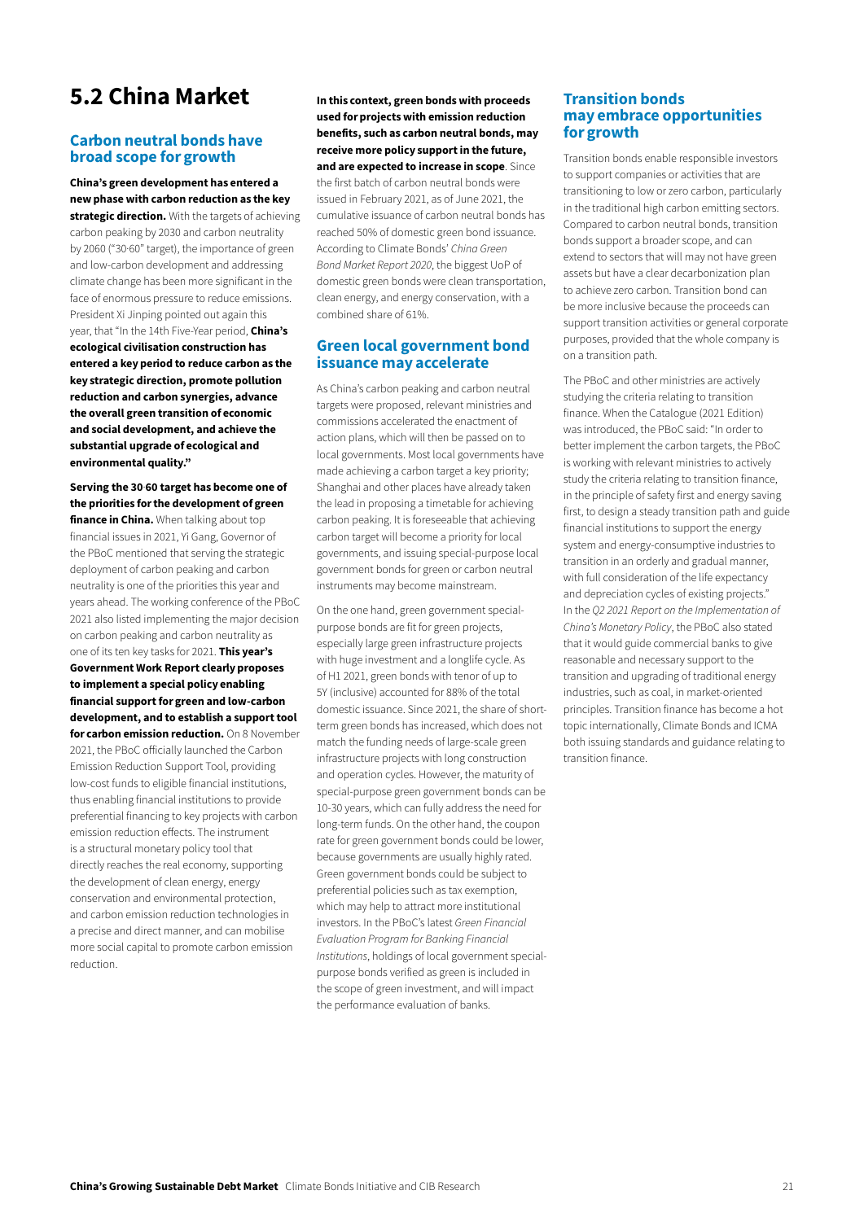# 5.2 China Market

## Carbon neutral bonds have broad scope for growth

**China's green development has entered a new phase with carbon reduction as the key strategic direction.** With the targets of achieving carbon peaking by 2030 and carbon neutrality by 2060 ("30·60" target), the importance of green and low-carbon development and addressing climate change has been more significant in the face of enormous pressure to reduce emissions. President Xi Jinping pointed out again this year, that "In the 14th Five-Year period, **China's ecological civilisation construction has entered a key period to reduce carbon as the key strategic direction, promote pollution reduction and carbon synergies, advance the overall green transition of economic and social development, and achieve the substantial upgrade of ecological and environmental quality."**

**Serving the 30·60 target has become one of the priorities for the development of green finance in China.** When talking about top financial issues in 2021, Yi Gang, Governor of the PBoC mentioned that serving the strategic deployment of carbon peaking and carbon neutrality is one of the priorities this year and years ahead. The working conference of the PBoC 2021 also listed implementing the major decision on carbon peaking and carbon neutrality as one of its ten key tasks for 2021. **This year's Government Work Report clearly proposes to implement a special policy enabling financial support for green and low-carbon development, and to establish a support tool for carbon emission reduction.** On 8 November 2021, the PBoC officially launched the Carbon Emission Reduction Support Tool, providing low-cost funds to eligible financial institutions, thus enabling financial institutions to provide preferential financing to key projects with carbon emission reduction effects. The instrument is a structural monetary policy tool that directly reaches the real economy, supporting the development of clean energy, energy conservation and environmental protection, and carbon emission reduction technologies in a precise and direct manner, and can mobilise more social capital to promote carbon emission reduction.

**In this context, green bonds with proceeds used for projects with emission reduction benefits, such as carbon neutral bonds, may receive more policy support in the future, and are expected to increase in scope**. Since the first batch of carbon neutral bonds were issued in February 2021, as of June 2021, the cumulative issuance of carbon neutral bonds has reached 50% of domestic green bond issuance. According to Climate Bonds' *China Green Bond Market Report 2020*, the biggest UoP of domestic green bonds were clean transportation, clean energy, and energy conservation, with a combined share of 61%.

## Green local government bond issuance may accelerate

As China's carbon peaking and carbon neutral targets were proposed, relevant ministries and commissions accelerated the enactment of action plans, which will then be passed on to local governments. Most local governments have made achieving a carbon target a key priority; Shanghai and other places have already taken the lead in proposing a timetable for achieving carbon peaking. It is foreseeable that achieving carbon target will become a priority for local governments, and issuing special-purpose local government bonds for green or carbon neutral instruments may become mainstream.

On the one hand, green government special-purpose bonds are fit for green projects, especially large green infrastructure projects with huge investment and a longlife cycle. As of H1 2021, green bonds with tenor of up to 5Y (inclusive) accounted for 88% of the total domestic issuance. Since 2021, the share of short-term green bonds has increased, which does not match the funding needs of large-scale green infrastructure projects with long construction and operation cycles. However, the maturity of special-purpose green government bonds can be 10-30 years, which can fully address the need for long-term funds. On the other hand, the coupon rate for green government bonds could be lower, because governments are usually highly rated. Green government bonds could be subject to preferential policies such as tax exemption, which may help to attract more institutional investors. In the PBoC's latest *Green Financial Evaluation Program for Banking Financial Institutions*, holdings of local government special-purpose bonds verified as green is included in the scope of green investment, and will impact the performance evaluation of banks.

## Transition bonds may embrace opportunities for growth

Transition bonds enable responsible investors to support companies or activities that are transitioning to low or zero carbon, particularly in the traditional high carbon emitting sectors. Compared to carbon neutral bonds, transition bonds support a broader scope, and can extend to sectors that will may not have green assets but have a clear decarbonization plan to achieve zero carbon. Transition bond can be more inclusive because the proceeds can support transition activities or general corporate purposes, provided that the whole company is on a transition path.

The PBoC and other ministries are actively studying the criteria relating to transition finance. When the Catalogue (2021 Edition) was introduced, the PBoC said: "In order to better implement the carbon targets, the PBoC is working with relevant ministries to actively study the criteria relating to transition finance, in the principle of safety first and energy saving first, to design a steady transition path and guide financial institutions to support the energy system and energy-consumptive industries to transition in an orderly and gradual manner, with full consideration of the life expectancy and depreciation cycles of existing projects." In the *Q2 2021 Report on the Implementation of China's Monetary Policy*, the PBoC also stated that it would guide commercial banks to give reasonable and necessary support to the transition and upgrading of traditional energy industries, such as coal, in market-oriented principles. Transition finance has become a hot topic internationally, Climate Bonds and ICMA both issuing standards and guidance relating to transition finance.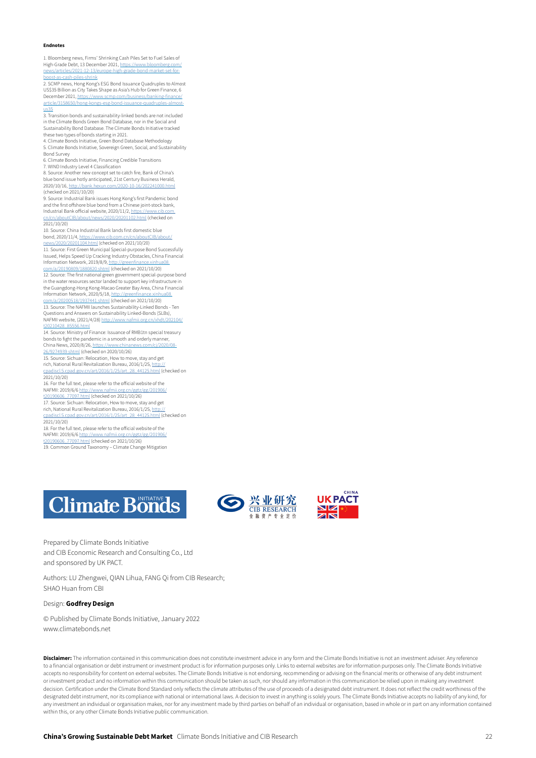**Endnotes**

1. Bloomberg news, Firms' Shrinking Cash Piles Set to Fuel Sales of High-Grade Debt, 13 December 2021, https://www.bloomberg.com/news/articles/2021-12-13/europe-high-grade-bond-market-set-for-boost-as-cash-piles-shrink
2. SCMP news, Hong Kong's ESG Bond Issuance Quadruples to Almost US$35 Billion as City Takes Shape as Asia's Hub for Green Finance, 6 December 2021, https://www.scmp.com/business/banking-finance/article/3158650/hong-kongs-esg-bond-issuance-quadruples-almost-us35
3. Transition bonds and sustainability-linked bonds are not included in the Climate Bonds Green Bond Database, nor in the Social and Sustainability Bond Database. The Climate Bonds Initiative tracked these two types of bonds starting in 2021.
4. Climate Bonds Initiative, Green Bond Database Methodology
5. Climate Bonds Initiative, Sovereign Green, Social, and Sustainability Bond Survey
6. Climate Bonds Initiative, Financing Credible Transitions
7. WIND Industry Level 4 Classification
8. Source: Another new concept set to catch fire, Bank of China's blue bond issue hotly anticipated, 21st Century Business Herald, 2020/10/16, http://bank.hexun.com/2020-10-16/202241000.html (checked on 2021/10/20)
9. Source: Industrial Bank issues Hong Kong's first Pandemic bond and the first offshore blue bond from a Chinese joint-stock bank, Industrial Bank official website, 2020/11/2, https://www.cib.com.cn/cn/aboutCIB/about/news/2020/20201102.html (checked on 2021/10/20)
10. Source: China Industrial Bank lands first domestic blue bond, 2020/11/4, https://www.cib.com.cn/cn/aboutCIB/about/news/2020/20201104.html (checked on 2021/10/20)
11. Source: First Green Municipal Special-purpose Bond Successfully Issued, Helps Speed Up Cracking Industry Obstacles, China Financial Information Network, 2019/8/9, http://greenfinance.xinhua08.com/a/20190809/1880820.shtml (checked on 2021/10/20)
12. Source: The first national green government special-purpose bond in the water resources sector landed to support key infrastructure in the Guangdong-Hong Kong-Macao Greater Bay Area, China Financial Information Network, 2020/5/18, http://greenfinance.xinhua08.com/a/20200518/1937441.shtml (checked on 2021/10/20)
13. Source: The NAFMII launches Sustainability-Linked Bonds - Ten Questions and Answers on Sustainability Linked-Bonds (SLBs), NAFMII website, (2021/4/28) http://www.nafmii.org.cn/xhdt/202104/t20210428_85556.html
14. Source: Ministry of Finance: Issuance of RMB1tn special treasury bonds to fight the pandemic in a smooth and orderly manner, China News, 2020/8/26, https://www.chinanews.com/cj/2020/08-26/9274939.shtml (checked on 2020/10/26)
15. Source: Sichuan: Relocation, How to move, stay and get rich, National Rural Revitalization Bureau, 2016/1/25, http://cpadiscl.5.cpad.gov.cn/art/2016/1/25/art_28_44125.html (checked on 2021/10/20)
16. For the full text, please refer to the official website of the NAFMII: 2019/6/6 http://www.nafmii.org.cn/ggtz/gg/201906/t20190606_77097.html (checked on 2021/10/26)
17. Source: Sichuan: Relocation, How to move, stay and get rich, National Rural Revitalization Bureau, 2016/1/25, http://cpadiscl.5.cpad.gov.cn/art/2016/1/25/art_28_44125.html (checked on 2021/10/20)
18. For the full text, please refer to the official website of the NAFMII: 2019/6/6 http://www.nafmii.org.cn/ggtz/gg/201906/t20190606_77097.html (checked on 2021/10/26)
19. Common Ground Taxonomy – Climate Change Mitigation

Climate Bonds INITIATIVE

兴业研究 CIB RESEARCH 金融资产专业定价

CHINA UK PACT

Prepared by Climate Bonds Initiative
and CIB Economic Research and Consulting Co., Ltd
and sponsored by UK PACT.

Authors: LU Zhengwei, QIAN Lihua, FANG Qi from CIB Research;
SHAO Huan from CBI

Design: **Godfrey Design**

© Published by Climate Bonds Initiative, January 2022
www.climatebonds.net

**Disclaimer:** The information contained in this communication does not constitute investment advice in any form and the Climate Bonds Initiative is not an investment adviser. Any reference to a financial organisation or debt instrument or investment product is for information purposes only. Links to external websites are for information purposes only. The Climate Bonds Initiative accepts no responsibility for content on external websites. The Climate Bonds Initiative is not endorsing, recommending or advising on the financial merits or otherwise of any debt instrument or investment product and no information within this communication should be taken as such, nor should any information in this communication be relied upon in making any investment decision. Certification under the Climate Bond Standard only reflects the climate attributes of the use of proceeds of a designated debt instrument. It does not reflect the credit worthiness of the designated debt instrument, nor its compliance with national or international laws. A decision to invest in anything is solely yours. The Climate Bonds Initiative accepts no liability of any kind, for any investment an individual or organisation makes, nor for any investment made by third parties on behalf of an individual or organisation, based in whole or in part on any information contained within this, or any other Climate Bonds Initiative public communication.